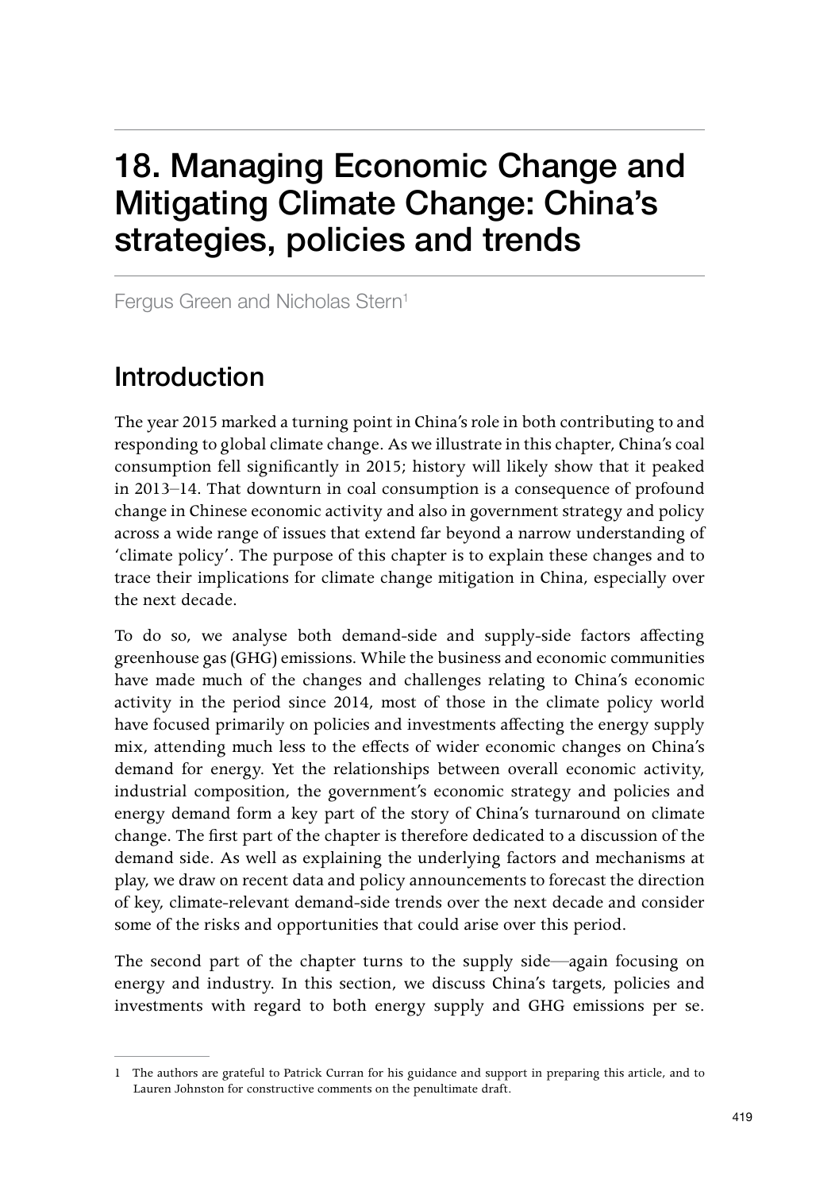# 18. Managing Economic Change and Mitigating Climate Change: China's strategies, policies and trends

Fergus Green and Nicholas Stern[1]

## Introduction

The year 2015 marked a turning point in China's role in both contributing to and responding to global climate change. As we illustrate in this chapter, China's coal consumption fell significantly in 2015; history will likely show that it peaked in 2013–14. That downturn in coal consumption is a consequence of profound change in Chinese economic activity and also in government strategy and policy across a wide range of issues that extend far beyond a narrow understanding of 'climate policy'. The purpose of this chapter is to explain these changes and to trace their implications for climate change mitigation in China, especially over the next decade.

To do so, we analyse both demand-side and supply-side factors affecting greenhouse gas (GHG) emissions. While the business and economic communities have made much of the changes and challenges relating to China's economic activity in the period since 2014, most of those in the climate policy world have focused primarily on policies and investments affecting the energy supply mix, attending much less to the effects of wider economic changes on China's demand for energy. Yet the relationships between overall economic activity, industrial composition, the government's economic strategy and policies and energy demand form a key part of the story of China's turnaround on climate change. The first part of the chapter is therefore dedicated to a discussion of the demand side. As well as explaining the underlying factors and mechanisms at play, we draw on recent data and policy announcements to forecast the direction of key, climate-relevant demand-side trends over the next decade and consider some of the risks and opportunities that could arise over this period.

The second part of the chapter turns to the supply side—again focusing on energy and industry. In this section, we discuss China's targets, policies and investments with regard to both energy supply and GHG emissions per se.

---

1 The authors are grateful to Patrick Curran for his guidance and support in preparing this article, and to Lauren Johnston for constructive comments on the penultimate draft.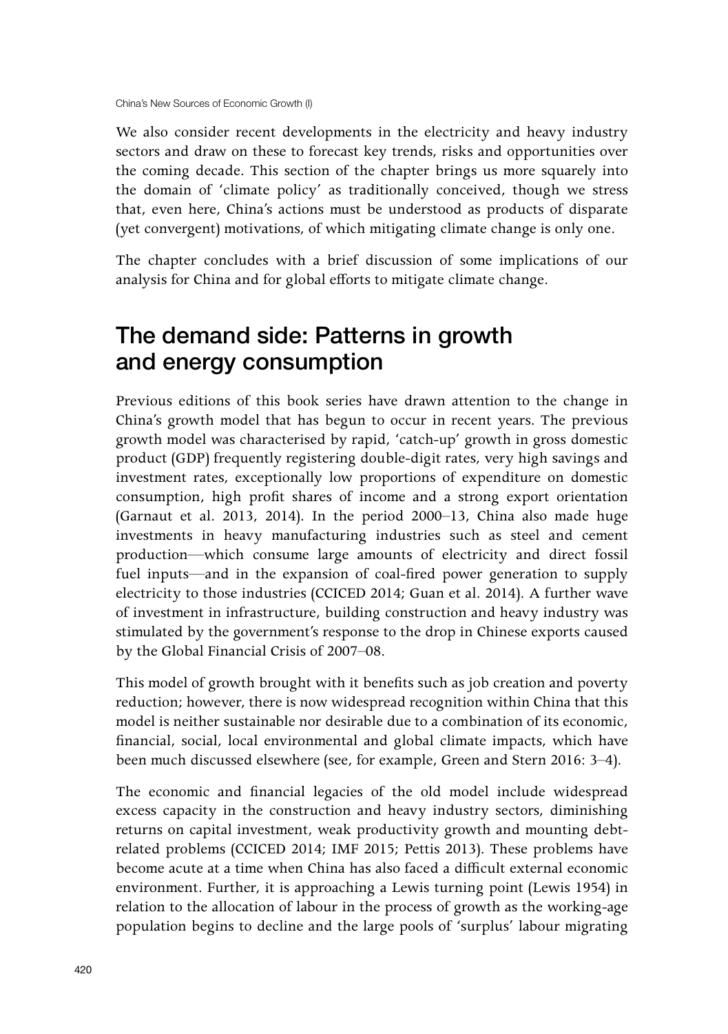We also consider recent developments in the electricity and heavy industry sectors and draw on these to forecast key trends, risks and opportunities over the coming decade. This section of the chapter brings us more squarely into the domain of 'climate policy' as traditionally conceived, though we stress that, even here, China's actions must be understood as products of disparate (yet convergent) motivations, of which mitigating climate change is only one.

The chapter concludes with a brief discussion of some implications of our analysis for China and for global efforts to mitigate climate change.

## The demand side: Patterns in growth and energy consumption

Previous editions of this book series have drawn attention to the change in China's growth model that has begun to occur in recent years. The previous growth model was characterised by rapid, 'catch-up' growth in gross domestic product (GDP) frequently registering double-digit rates, very high savings and investment rates, exceptionally low proportions of expenditure on domestic consumption, high profit shares of income and a strong export orientation (Garnaut et al. 2013, 2014). In the period 2000–13, China also made huge investments in heavy manufacturing industries such as steel and cement production—which consume large amounts of electricity and direct fossil fuel inputs—and in the expansion of coal-fired power generation to supply electricity to those industries (CCICED 2014; Guan et al. 2014). A further wave of investment in infrastructure, building construction and heavy industry was stimulated by the government's response to the drop in Chinese exports caused by the Global Financial Crisis of 2007–08.

This model of growth brought with it benefits such as job creation and poverty reduction; however, there is now widespread recognition within China that this model is neither sustainable nor desirable due to a combination of its economic, financial, social, local environmental and global climate impacts, which have been much discussed elsewhere (see, for example, Green and Stern 2016: 3–4).

The economic and financial legacies of the old model include widespread excess capacity in the construction and heavy industry sectors, diminishing returns on capital investment, weak productivity growth and mounting debt-related problems (CCICED 2014; IMF 2015; Pettis 2013). These problems have become acute at a time when China has also faced a difficult external economic environment. Further, it is approaching a Lewis turning point (Lewis 1954) in relation to the allocation of labour in the process of growth as the working-age population begins to decline and the large pools of 'surplus' labour migrating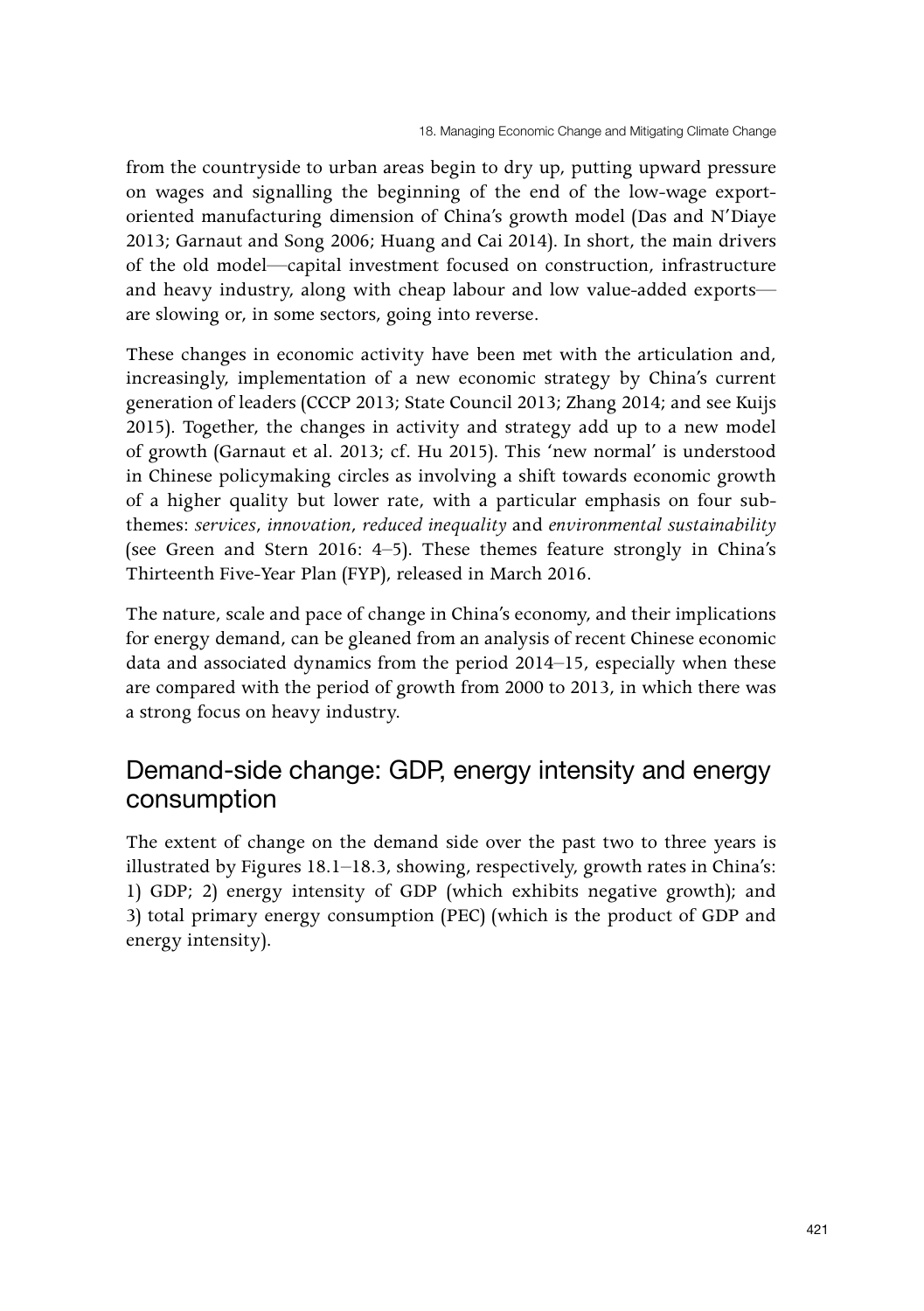from the countryside to urban areas begin to dry up, putting upward pressure on wages and signalling the beginning of the end of the low-wage export-oriented manufacturing dimension of China's growth model (Das and N'Diaye 2013; Garnaut and Song 2006; Huang and Cai 2014). In short, the main drivers of the old model—capital investment focused on construction, infrastructure and heavy industry, along with cheap labour and low value-added exports—are slowing or, in some sectors, going into reverse.

These changes in economic activity have been met with the articulation and, increasingly, implementation of a new economic strategy by China's current generation of leaders (CCCP 2013; State Council 2013; Zhang 2014; and see Kuijs 2015). Together, the changes in activity and strategy add up to a new model of growth (Garnaut et al. 2013; cf. Hu 2015). This 'new normal' is understood in Chinese policymaking circles as involving a shift towards economic growth of a higher quality but lower rate, with a particular emphasis on four sub-themes: *services*, *innovation*, *reduced inequality* and *environmental sustainability* (see Green and Stern 2016: 4–5). These themes feature strongly in China's Thirteenth Five-Year Plan (FYP), released in March 2016.

The nature, scale and pace of change in China's economy, and their implications for energy demand, can be gleaned from an analysis of recent Chinese economic data and associated dynamics from the period 2014–15, especially when these are compared with the period of growth from 2000 to 2013, in which there was a strong focus on heavy industry.

## Demand-side change: GDP, energy intensity and energy consumption

The extent of change on the demand side over the past two to three years is illustrated by Figures 18.1–18.3, showing, respectively, growth rates in China's: 1) GDP; 2) energy intensity of GDP (which exhibits negative growth); and 3) total primary energy consumption (PEC) (which is the product of GDP and energy intensity).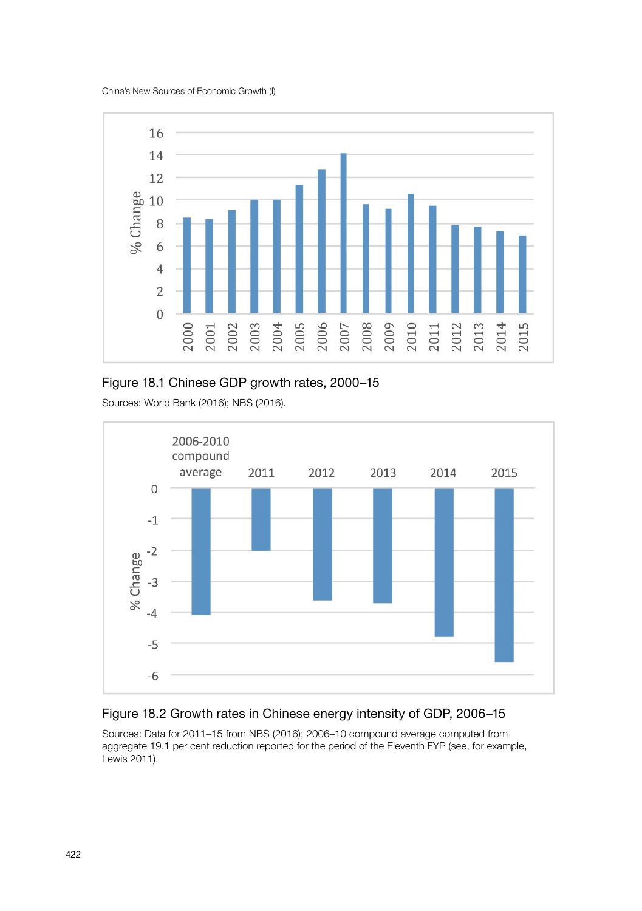Figure 18.1 Chinese GDP growth rates, 2000–15

Sources: World Bank (2016); NBS (2016).

Figure 18.2 Growth rates in Chinese energy intensity of GDP, 2006–15

Sources: Data for 2011–15 from NBS (2016); 2006–10 compound average computed from aggregate 19.1 per cent reduction reported for the period of the Eleventh FYP (see, for example, Lewis 2011).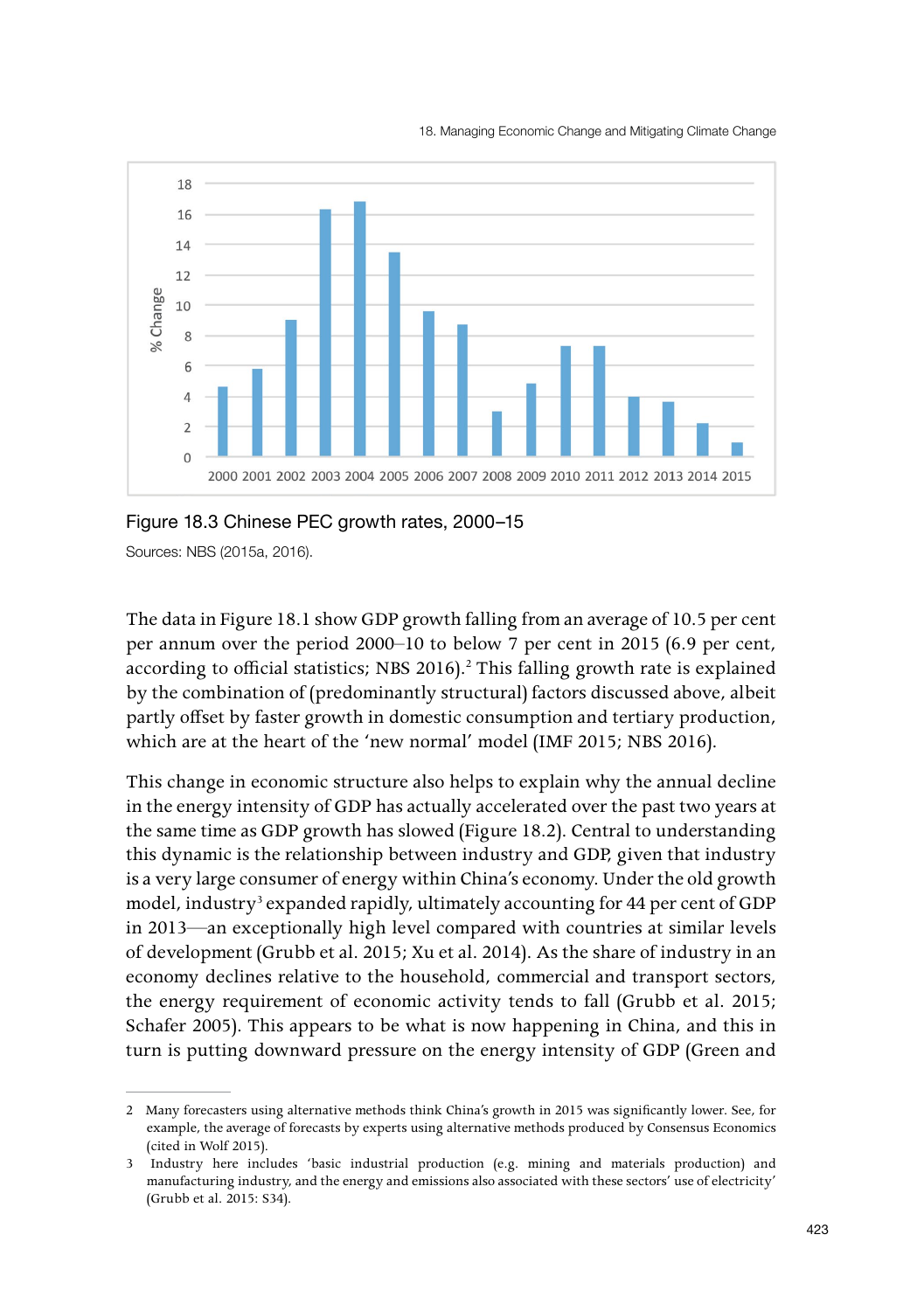Figure 18.3 Chinese PEC growth rates, 2000–15

Sources: NBS (2015a, 2016).

The data in Figure 18.1 show GDP growth falling from an average of 10.5 per cent per annum over the period 2000–10 to below 7 per cent in 2015 (6.9 per cent, according to official statistics; NBS 2016).[2] This falling growth rate is explained by the combination of (predominantly structural) factors discussed above, albeit partly offset by faster growth in domestic consumption and tertiary production, which are at the heart of the 'new normal' model (IMF 2015; NBS 2016).

This change in economic structure also helps to explain why the annual decline in the energy intensity of GDP has actually accelerated over the past two years at the same time as GDP growth has slowed (Figure 18.2). Central to understanding this dynamic is the relationship between industry and GDP, given that industry is a very large consumer of energy within China's economy. Under the old growth model, industry[3] expanded rapidly, ultimately accounting for 44 per cent of GDP in 2013—an exceptionally high level compared with countries at similar levels of development (Grubb et al. 2015; Xu et al. 2014). As the share of industry in an economy declines relative to the household, commercial and transport sectors, the energy requirement of economic activity tends to fall (Grubb et al. 2015; Schafer 2005). This appears to be what is now happening in China, and this in turn is putting downward pressure on the energy intensity of GDP (Green and

---

2 Many forecasters using alternative methods think China's growth in 2015 was significantly lower. See, for example, the average of forecasts by experts using alternative methods produced by Consensus Economics (cited in Wolf 2015).

3 Industry here includes 'basic industrial production (e.g. mining and materials production) and manufacturing industry, and the energy and emissions also associated with these sectors' use of electricity' (Grubb et al. 2015: S34).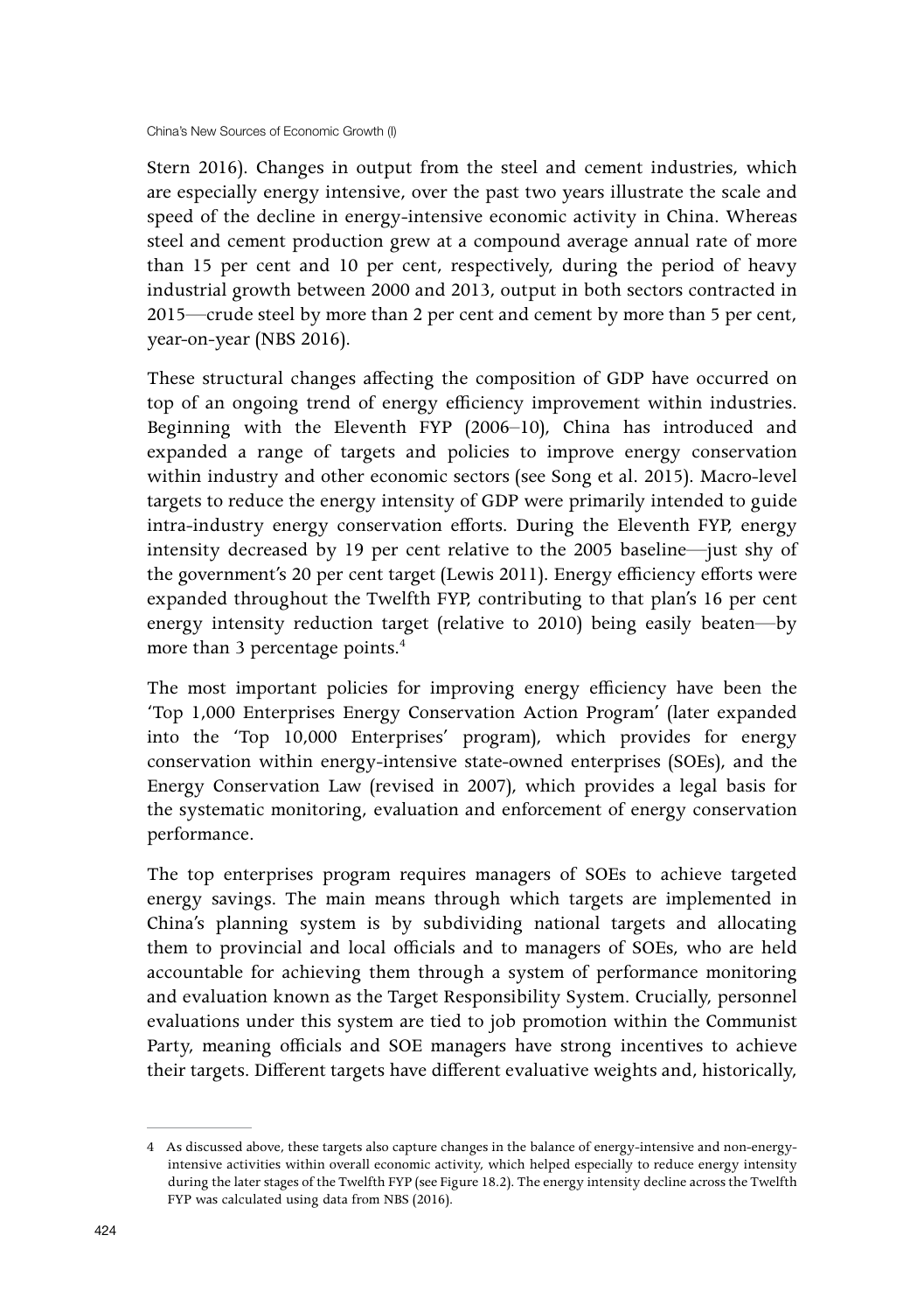Stern 2016). Changes in output from the steel and cement industries, which are especially energy intensive, over the past two years illustrate the scale and speed of the decline in energy-intensive economic activity in China. Whereas steel and cement production grew at a compound average annual rate of more than 15 per cent and 10 per cent, respectively, during the period of heavy industrial growth between 2000 and 2013, output in both sectors contracted in 2015—crude steel by more than 2 per cent and cement by more than 5 per cent, year-on-year (NBS 2016).

These structural changes affecting the composition of GDP have occurred on top of an ongoing trend of energy efficiency improvement within industries. Beginning with the Eleventh FYP (2006–10), China has introduced and expanded a range of targets and policies to improve energy conservation within industry and other economic sectors (see Song et al. 2015). Macro-level targets to reduce the energy intensity of GDP were primarily intended to guide intra-industry energy conservation efforts. During the Eleventh FYP, energy intensity decreased by 19 per cent relative to the 2005 baseline—just shy of the government's 20 per cent target (Lewis 2011). Energy efficiency efforts were expanded throughout the Twelfth FYP, contributing to that plan's 16 per cent energy intensity reduction target (relative to 2010) being easily beaten—by more than 3 percentage points.[4]

The most important policies for improving energy efficiency have been the 'Top 1,000 Enterprises Energy Conservation Action Program' (later expanded into the 'Top 10,000 Enterprises' program), which provides for energy conservation within energy-intensive state-owned enterprises (SOEs), and the Energy Conservation Law (revised in 2007), which provides a legal basis for the systematic monitoring, evaluation and enforcement of energy conservation performance.

The top enterprises program requires managers of SOEs to achieve targeted energy savings. The main means through which targets are implemented in China's planning system is by subdividing national targets and allocating them to provincial and local officials and to managers of SOEs, who are held accountable for achieving them through a system of performance monitoring and evaluation known as the Target Responsibility System. Crucially, personnel evaluations under this system are tied to job promotion within the Communist Party, meaning officials and SOE managers have strong incentives to achieve their targets. Different targets have different evaluative weights and, historically,

---

4 As discussed above, these targets also capture changes in the balance of energy-intensive and non-energy-intensive activities within overall economic activity, which helped especially to reduce energy intensity during the later stages of the Twelfth FYP (see Figure 18.2). The energy intensity decline across the Twelfth FYP was calculated using data from NBS (2016).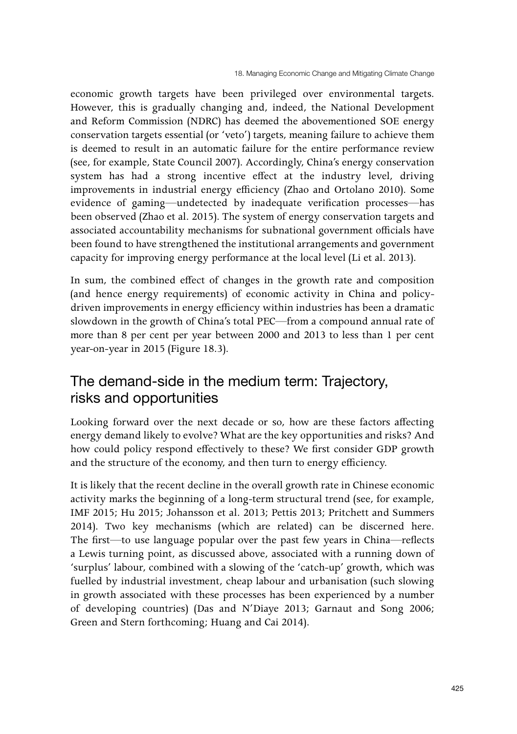economic growth targets have been privileged over environmental targets. However, this is gradually changing and, indeed, the National Development and Reform Commission (NDRC) has deemed the abovementioned SOE energy conservation targets essential (or 'veto') targets, meaning failure to achieve them is deemed to result in an automatic failure for the entire performance review (see, for example, State Council 2007). Accordingly, China's energy conservation system has had a strong incentive effect at the industry level, driving improvements in industrial energy efficiency (Zhao and Ortolano 2010). Some evidence of gaming—undetected by inadequate verification processes—has been observed (Zhao et al. 2015). The system of energy conservation targets and associated accountability mechanisms for subnational government officials have been found to have strengthened the institutional arrangements and government capacity for improving energy performance at the local level (Li et al. 2013).

In sum, the combined effect of changes in the growth rate and composition (and hence energy requirements) of economic activity in China and policy-driven improvements in energy efficiency within industries has been a dramatic slowdown in the growth of China's total PEC—from a compound annual rate of more than 8 per cent per year between 2000 and 2013 to less than 1 per cent year-on-year in 2015 (Figure 18.3).

## The demand-side in the medium term: Trajectory, risks and opportunities

Looking forward over the next decade or so, how are these factors affecting energy demand likely to evolve? What are the key opportunities and risks? And how could policy respond effectively to these? We first consider GDP growth and the structure of the economy, and then turn to energy efficiency.

It is likely that the recent decline in the overall growth rate in Chinese economic activity marks the beginning of a long-term structural trend (see, for example, IMF 2015; Hu 2015; Johansson et al. 2013; Pettis 2013; Pritchett and Summers 2014). Two key mechanisms (which are related) can be discerned here. The first—to use language popular over the past few years in China—reflects a Lewis turning point, as discussed above, associated with a running down of 'surplus' labour, combined with a slowing of the 'catch-up' growth, which was fuelled by industrial investment, cheap labour and urbanisation (such slowing in growth associated with these processes has been experienced by a number of developing countries) (Das and N'Diaye 2013; Garnaut and Song 2006; Green and Stern forthcoming; Huang and Cai 2014).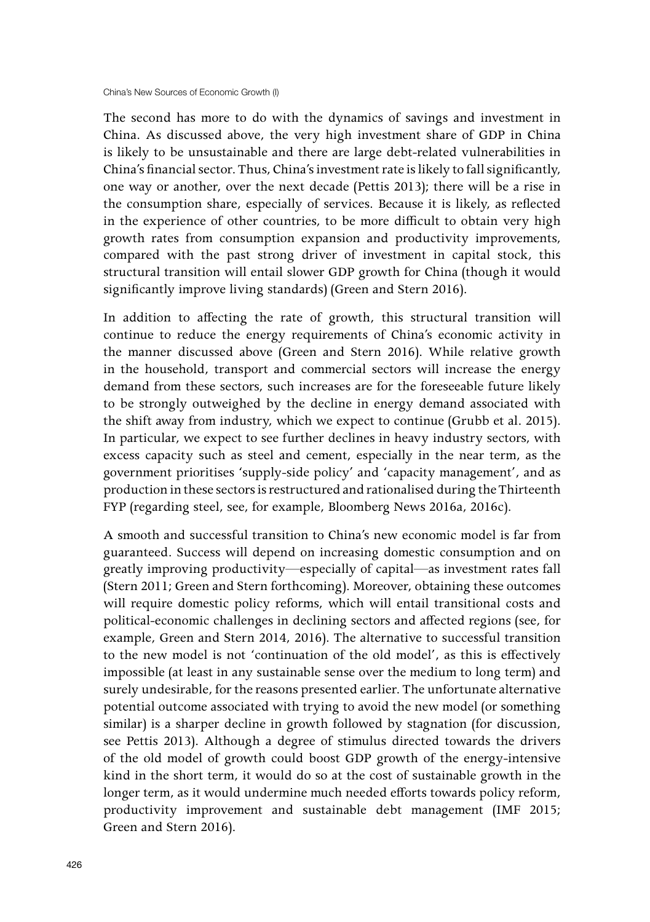The second has more to do with the dynamics of savings and investment in China. As discussed above, the very high investment share of GDP in China is likely to be unsustainable and there are large debt-related vulnerabilities in China's financial sector. Thus, China's investment rate is likely to fall significantly, one way or another, over the next decade (Pettis 2013); there will be a rise in the consumption share, especially of services. Because it is likely, as reflected in the experience of other countries, to be more difficult to obtain very high growth rates from consumption expansion and productivity improvements, compared with the past strong driver of investment in capital stock, this structural transition will entail slower GDP growth for China (though it would significantly improve living standards) (Green and Stern 2016).

In addition to affecting the rate of growth, this structural transition will continue to reduce the energy requirements of China's economic activity in the manner discussed above (Green and Stern 2016). While relative growth in the household, transport and commercial sectors will increase the energy demand from these sectors, such increases are for the foreseeable future likely to be strongly outweighed by the decline in energy demand associated with the shift away from industry, which we expect to continue (Grubb et al. 2015). In particular, we expect to see further declines in heavy industry sectors, with excess capacity such as steel and cement, especially in the near term, as the government prioritises 'supply-side policy' and 'capacity management', and as production in these sectors is restructured and rationalised during the Thirteenth FYP (regarding steel, see, for example, Bloomberg News 2016a, 2016c).

A smooth and successful transition to China's new economic model is far from guaranteed. Success will depend on increasing domestic consumption and on greatly improving productivity—especially of capital—as investment rates fall (Stern 2011; Green and Stern forthcoming). Moreover, obtaining these outcomes will require domestic policy reforms, which will entail transitional costs and political-economic challenges in declining sectors and affected regions (see, for example, Green and Stern 2014, 2016). The alternative to successful transition to the new model is not 'continuation of the old model', as this is effectively impossible (at least in any sustainable sense over the medium to long term) and surely undesirable, for the reasons presented earlier. The unfortunate alternative potential outcome associated with trying to avoid the new model (or something similar) is a sharper decline in growth followed by stagnation (for discussion, see Pettis 2013). Although a degree of stimulus directed towards the drivers of the old model of growth could boost GDP growth of the energy-intensive kind in the short term, it would do so at the cost of sustainable growth in the longer term, as it would undermine much needed efforts towards policy reform, productivity improvement and sustainable debt management (IMF 2015; Green and Stern 2016).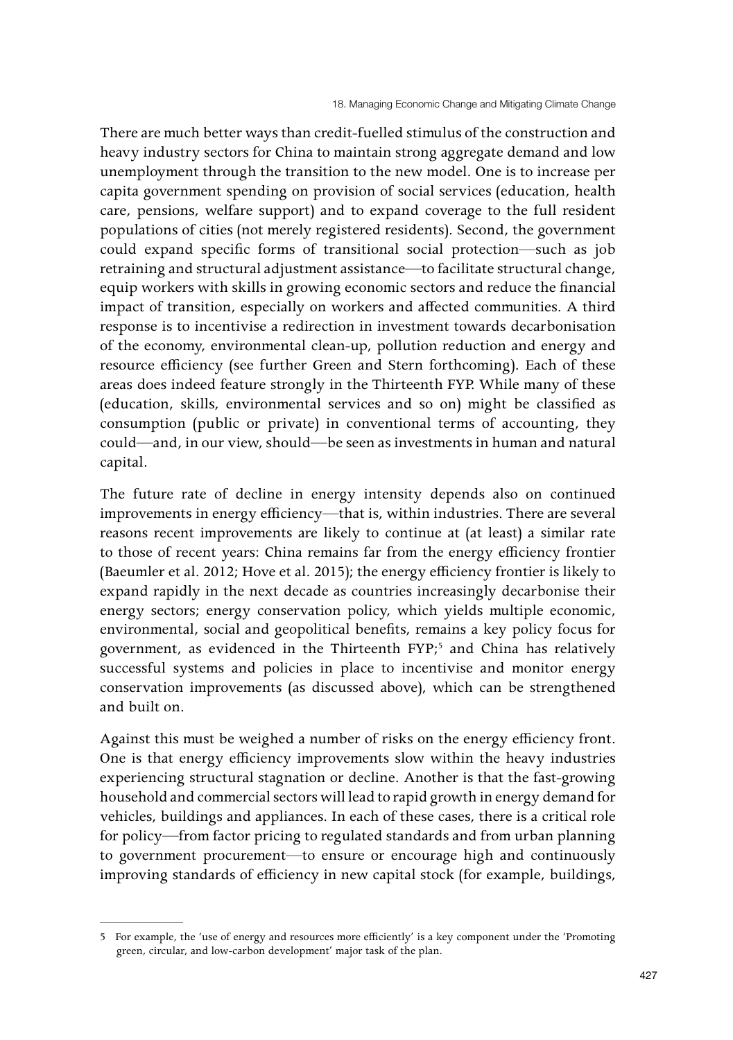There are much better ways than credit-fuelled stimulus of the construction and heavy industry sectors for China to maintain strong aggregate demand and low unemployment through the transition to the new model. One is to increase per capita government spending on provision of social services (education, health care, pensions, welfare support) and to expand coverage to the full resident populations of cities (not merely registered residents). Second, the government could expand specific forms of transitional social protection—such as job retraining and structural adjustment assistance—to facilitate structural change, equip workers with skills in growing economic sectors and reduce the financial impact of transition, especially on workers and affected communities. A third response is to incentivise a redirection in investment towards decarbonisation of the economy, environmental clean-up, pollution reduction and energy and resource efficiency (see further Green and Stern forthcoming). Each of these areas does indeed feature strongly in the Thirteenth FYP. While many of these (education, skills, environmental services and so on) might be classified as consumption (public or private) in conventional terms of accounting, they could—and, in our view, should—be seen as investments in human and natural capital.

The future rate of decline in energy intensity depends also on continued improvements in energy efficiency—that is, within industries. There are several reasons recent improvements are likely to continue at (at least) a similar rate to those of recent years: China remains far from the energy efficiency frontier (Baeumler et al. 2012; Hove et al. 2015); the energy efficiency frontier is likely to expand rapidly in the next decade as countries increasingly decarbonise their energy sectors; energy conservation policy, which yields multiple economic, environmental, social and geopolitical benefits, remains a key policy focus for government, as evidenced in the Thirteenth FYP;[5] and China has relatively successful systems and policies in place to incentivise and monitor energy conservation improvements (as discussed above), which can be strengthened and built on.

Against this must be weighed a number of risks on the energy efficiency front. One is that energy efficiency improvements slow within the heavy industries experiencing structural stagnation or decline. Another is that the fast-growing household and commercial sectors will lead to rapid growth in energy demand for vehicles, buildings and appliances. In each of these cases, there is a critical role for policy—from factor pricing to regulated standards and from urban planning to government procurement—to ensure or encourage high and continuously improving standards of efficiency in new capital stock (for example, buildings,

5 For example, the 'use of energy and resources more efficiently' is a key component under the 'Promoting green, circular, and low-carbon development' major task of the plan.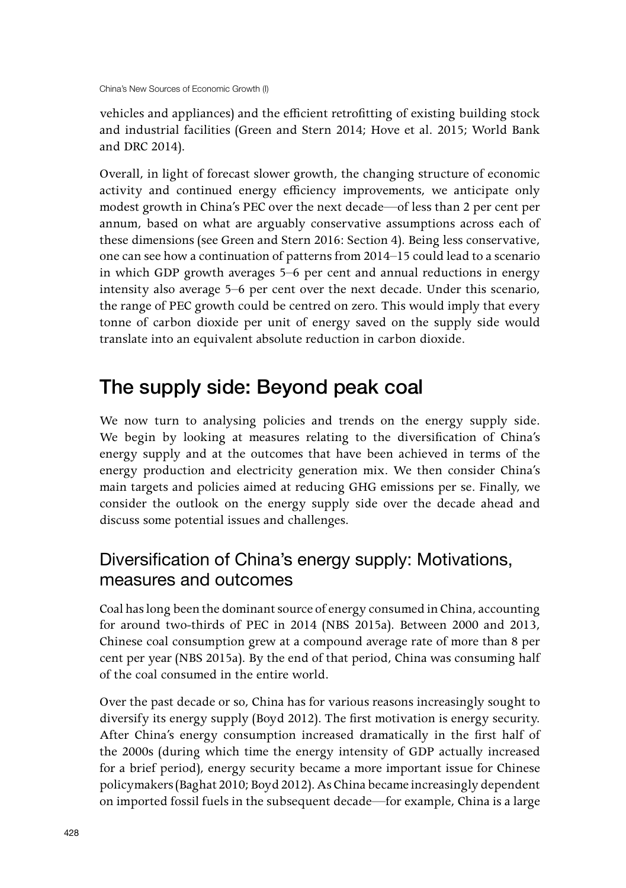vehicles and appliances) and the efficient retrofitting of existing building stock and industrial facilities (Green and Stern 2014; Hove et al. 2015; World Bank and DRC 2014).

Overall, in light of forecast slower growth, the changing structure of economic activity and continued energy efficiency improvements, we anticipate only modest growth in China's PEC over the next decade—of less than 2 per cent per annum, based on what are arguably conservative assumptions across each of these dimensions (see Green and Stern 2016: Section 4). Being less conservative, one can see how a continuation of patterns from 2014–15 could lead to a scenario in which GDP growth averages 5–6 per cent and annual reductions in energy intensity also average 5–6 per cent over the next decade. Under this scenario, the range of PEC growth could be centred on zero. This would imply that every tonne of carbon dioxide per unit of energy saved on the supply side would translate into an equivalent absolute reduction in carbon dioxide.

## The supply side: Beyond peak coal

We now turn to analysing policies and trends on the energy supply side. We begin by looking at measures relating to the diversification of China's energy supply and at the outcomes that have been achieved in terms of the energy production and electricity generation mix. We then consider China's main targets and policies aimed at reducing GHG emissions per se. Finally, we consider the outlook on the energy supply side over the decade ahead and discuss some potential issues and challenges.

### Diversification of China's energy supply: Motivations, measures and outcomes

Coal has long been the dominant source of energy consumed in China, accounting for around two-thirds of PEC in 2014 (NBS 2015a). Between 2000 and 2013, Chinese coal consumption grew at a compound average rate of more than 8 per cent per year (NBS 2015a). By the end of that period, China was consuming half of the coal consumed in the entire world.

Over the past decade or so, China has for various reasons increasingly sought to diversify its energy supply (Boyd 2012). The first motivation is energy security. After China's energy consumption increased dramatically in the first half of the 2000s (during which time the energy intensity of GDP actually increased for a brief period), energy security became a more important issue for Chinese policymakers (Baghat 2010; Boyd 2012). As China became increasingly dependent on imported fossil fuels in the subsequent decade—for example, China is a large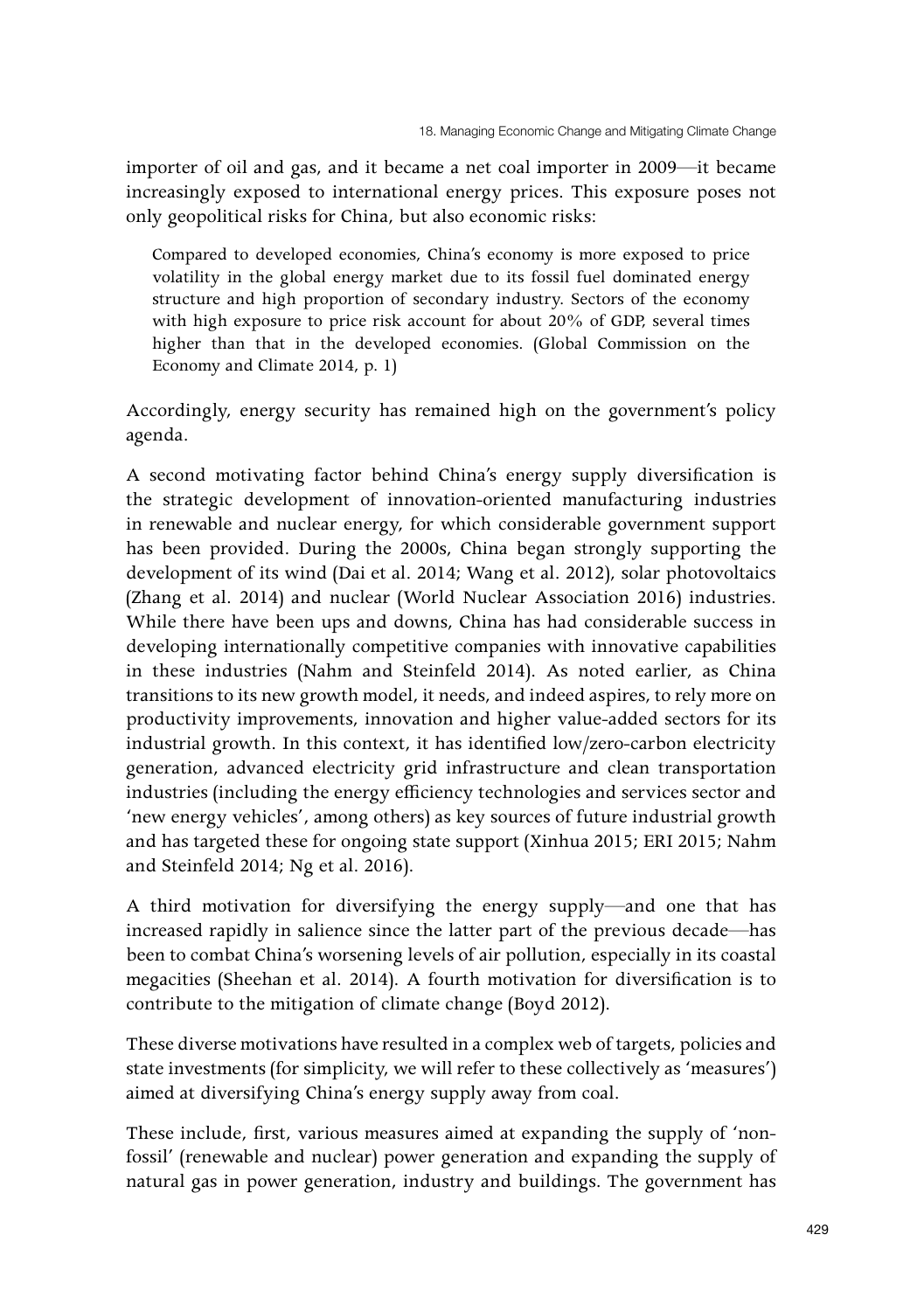importer of oil and gas, and it became a net coal importer in 2009—it became increasingly exposed to international energy prices. This exposure poses not only geopolitical risks for China, but also economic risks:

> Compared to developed economies, China's economy is more exposed to price volatility in the global energy market due to its fossil fuel dominated energy structure and high proportion of secondary industry. Sectors of the economy with high exposure to price risk account for about 20% of GDP, several times higher than that in the developed economies. (Global Commission on the Economy and Climate 2014, p. 1)

Accordingly, energy security has remained high on the government's policy agenda.

A second motivating factor behind China's energy supply diversification is the strategic development of innovation-oriented manufacturing industries in renewable and nuclear energy, for which considerable government support has been provided. During the 2000s, China began strongly supporting the development of its wind (Dai et al. 2014; Wang et al. 2012), solar photovoltaics (Zhang et al. 2014) and nuclear (World Nuclear Association 2016) industries. While there have been ups and downs, China has had considerable success in developing internationally competitive companies with innovative capabilities in these industries (Nahm and Steinfeld 2014). As noted earlier, as China transitions to its new growth model, it needs, and indeed aspires, to rely more on productivity improvements, innovation and higher value-added sectors for its industrial growth. In this context, it has identified low/zero-carbon electricity generation, advanced electricity grid infrastructure and clean transportation industries (including the energy efficiency technologies and services sector and 'new energy vehicles', among others) as key sources of future industrial growth and has targeted these for ongoing state support (Xinhua 2015; ERI 2015; Nahm and Steinfeld 2014; Ng et al. 2016).

A third motivation for diversifying the energy supply—and one that has increased rapidly in salience since the latter part of the previous decade—has been to combat China's worsening levels of air pollution, especially in its coastal megacities (Sheehan et al. 2014). A fourth motivation for diversification is to contribute to the mitigation of climate change (Boyd 2012).

These diverse motivations have resulted in a complex web of targets, policies and state investments (for simplicity, we will refer to these collectively as 'measures') aimed at diversifying China's energy supply away from coal.

These include, first, various measures aimed at expanding the supply of 'non-fossil' (renewable and nuclear) power generation and expanding the supply of natural gas in power generation, industry and buildings. The government has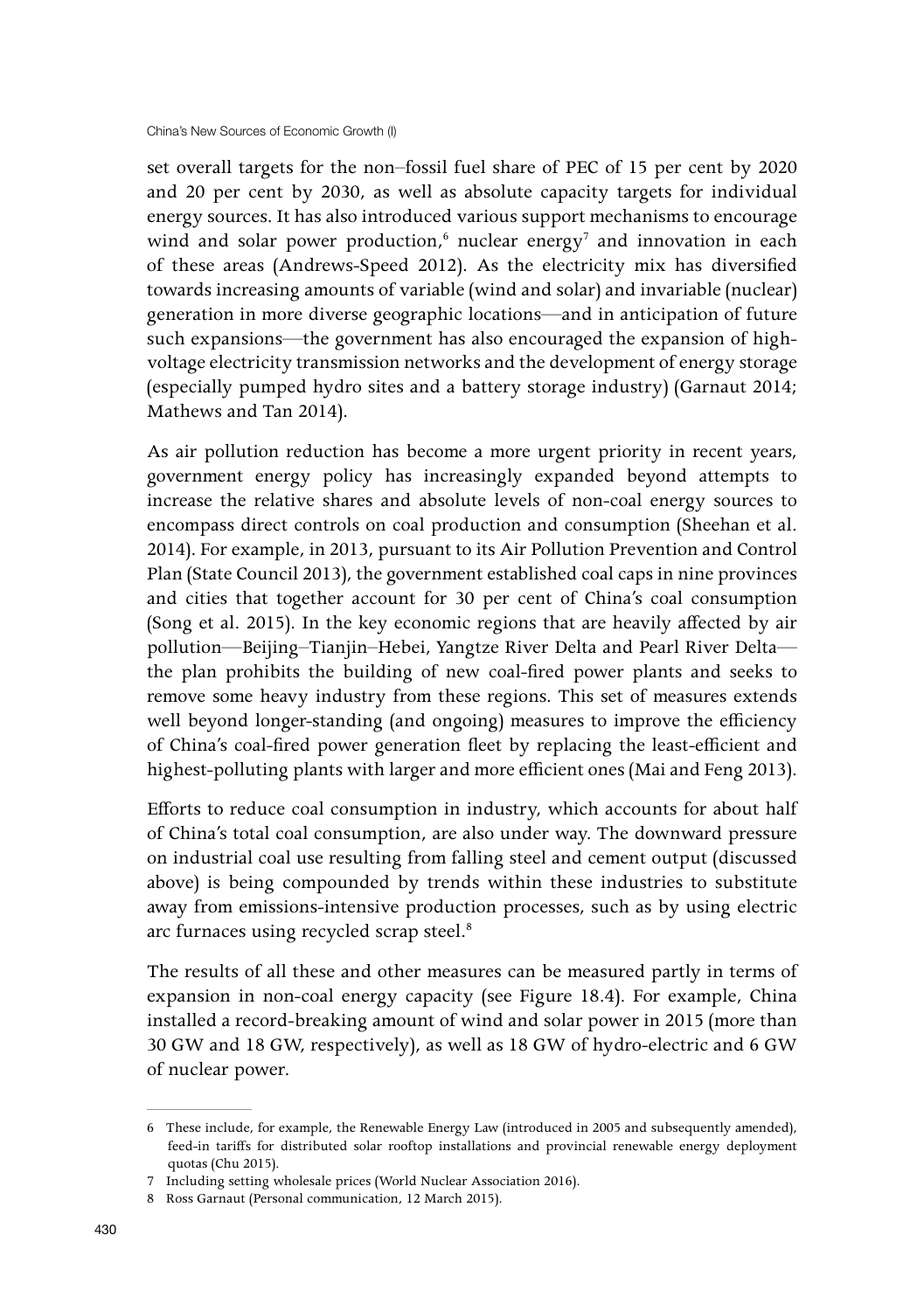set overall targets for the non–fossil fuel share of PEC of 15 per cent by 2020 and 20 per cent by 2030, as well as absolute capacity targets for individual energy sources. It has also introduced various support mechanisms to encourage wind and solar power production,[6] nuclear energy[7] and innovation in each of these areas (Andrews-Speed 2012). As the electricity mix has diversified towards increasing amounts of variable (wind and solar) and invariable (nuclear) generation in more diverse geographic locations—and in anticipation of future such expansions—the government has also encouraged the expansion of high-voltage electricity transmission networks and the development of energy storage (especially pumped hydro sites and a battery storage industry) (Garnaut 2014; Mathews and Tan 2014).

As air pollution reduction has become a more urgent priority in recent years, government energy policy has increasingly expanded beyond attempts to increase the relative shares and absolute levels of non-coal energy sources to encompass direct controls on coal production and consumption (Sheehan et al. 2014). For example, in 2013, pursuant to its Air Pollution Prevention and Control Plan (State Council 2013), the government established coal caps in nine provinces and cities that together account for 30 per cent of China's coal consumption (Song et al. 2015). In the key economic regions that are heavily affected by air pollution—Beijing–Tianjin–Hebei, Yangtze River Delta and Pearl River Delta—the plan prohibits the building of new coal-fired power plants and seeks to remove some heavy industry from these regions. This set of measures extends well beyond longer-standing (and ongoing) measures to improve the efficiency of China's coal-fired power generation fleet by replacing the least-efficient and highest-polluting plants with larger and more efficient ones (Mai and Feng 2013).

Efforts to reduce coal consumption in industry, which accounts for about half of China's total coal consumption, are also under way. The downward pressure on industrial coal use resulting from falling steel and cement output (discussed above) is being compounded by trends within these industries to substitute away from emissions-intensive production processes, such as by using electric arc furnaces using recycled scrap steel.[8]

The results of all these and other measures can be measured partly in terms of expansion in non-coal energy capacity (see Figure 18.4). For example, China installed a record-breaking amount of wind and solar power in 2015 (more than 30 GW and 18 GW, respectively), as well as 18 GW of hydro-electric and 6 GW of nuclear power.

---

6 These include, for example, the Renewable Energy Law (introduced in 2005 and subsequently amended), feed-in tariffs for distributed solar rooftop installations and provincial renewable energy deployment quotas (Chu 2015).

7 Including setting wholesale prices (World Nuclear Association 2016).

8 Ross Garnaut (Personal communication, 12 March 2015).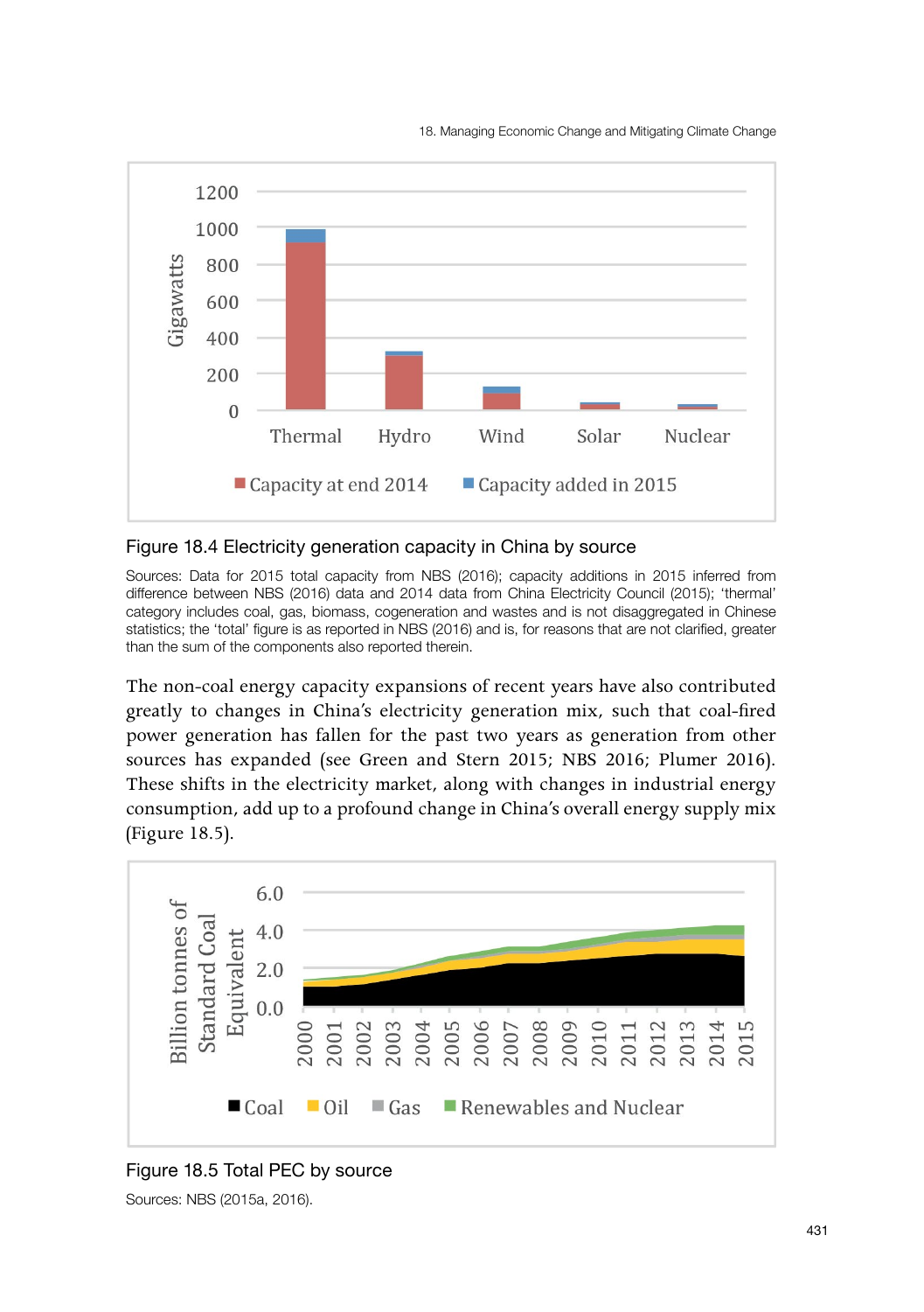Figure 18.4 Electricity generation capacity in China by source

Sources: Data for 2015 total capacity from NBS (2016); capacity additions in 2015 inferred from difference between NBS (2016) data and 2014 data from China Electricity Council (2015); 'thermal' category includes coal, gas, biomass, cogeneration and wastes and is not disaggregated in Chinese statistics; the 'total' figure is as reported in NBS (2016) and is, for reasons that are not clarified, greater than the sum of the components also reported therein.

The non-coal energy capacity expansions of recent years have also contributed greatly to changes in China's electricity generation mix, such that coal-fired power generation has fallen for the past two years as generation from other sources has expanded (see Green and Stern 2015; NBS 2016; Plumer 2016). These shifts in the electricity market, along with changes in industrial energy consumption, add up to a profound change in China's overall energy supply mix (Figure 18.5).

Figure 18.5 Total PEC by source

Sources: NBS (2015a, 2016).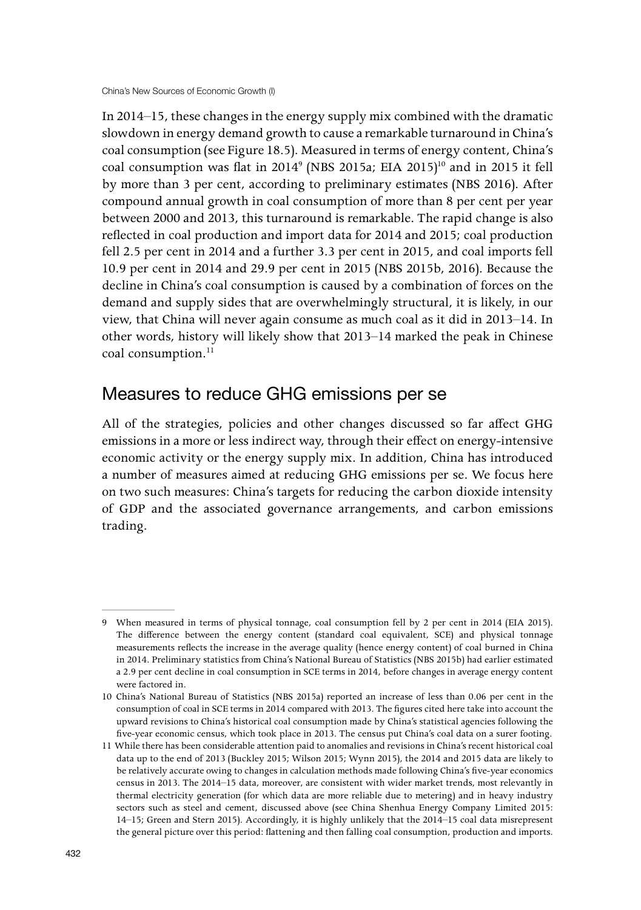In 2014–15, these changes in the energy supply mix combined with the dramatic slowdown in energy demand growth to cause a remarkable turnaround in China's coal consumption (see Figure 18.5). Measured in terms of energy content, China's coal consumption was flat in 2014[9] (NBS 2015a; EIA 2015)[10] and in 2015 it fell by more than 3 per cent, according to preliminary estimates (NBS 2016). After compound annual growth in coal consumption of more than 8 per cent per year between 2000 and 2013, this turnaround is remarkable. The rapid change is also reflected in coal production and import data for 2014 and 2015; coal production fell 2.5 per cent in 2014 and a further 3.3 per cent in 2015, and coal imports fell 10.9 per cent in 2014 and 29.9 per cent in 2015 (NBS 2015b, 2016). Because the decline in China's coal consumption is caused by a combination of forces on the demand and supply sides that are overwhelmingly structural, it is likely, in our view, that China will never again consume as much coal as it did in 2013–14. In other words, history will likely show that 2013–14 marked the peak in Chinese coal consumption.[11]

## Measures to reduce GHG emissions per se

All of the strategies, policies and other changes discussed so far affect GHG emissions in a more or less indirect way, through their effect on energy-intensive economic activity or the energy supply mix. In addition, China has introduced a number of measures aimed at reducing GHG emissions per se. We focus here on two such measures: China's targets for reducing the carbon dioxide intensity of GDP and the associated governance arrangements, and carbon emissions trading.

---

9 When measured in terms of physical tonnage, coal consumption fell by 2 per cent in 2014 (EIA 2015). The difference between the energy content (standard coal equivalent, SCE) and physical tonnage measurements reflects the increase in the average quality (hence energy content) of coal burned in China in 2014. Preliminary statistics from China's National Bureau of Statistics (NBS 2015b) had earlier estimated a 2.9 per cent decline in coal consumption in SCE terms in 2014, before changes in average energy content were factored in.

10 China's National Bureau of Statistics (NBS 2015a) reported an increase of less than 0.06 per cent in the consumption of coal in SCE terms in 2014 compared with 2013. The figures cited here take into account the upward revisions to China's historical coal consumption made by China's statistical agencies following the five-year economic census, which took place in 2013. The census put China's coal data on a surer footing.

11 While there has been considerable attention paid to anomalies and revisions in China's recent historical coal data up to the end of 2013 (Buckley 2015; Wilson 2015; Wynn 2015), the 2014 and 2015 data are likely to be relatively accurate owing to changes in calculation methods made following China's five-year economics census in 2013. The 2014–15 data, moreover, are consistent with wider market trends, most relevantly in thermal electricity generation (for which data are more reliable due to metering) and in heavy industry sectors such as steel and cement, discussed above (see China Shenhua Energy Company Limited 2015: 14–15; Green and Stern 2015). Accordingly, it is highly unlikely that the 2014–15 coal data misrepresent the general picture over this period: flattening and then falling coal consumption, production and imports.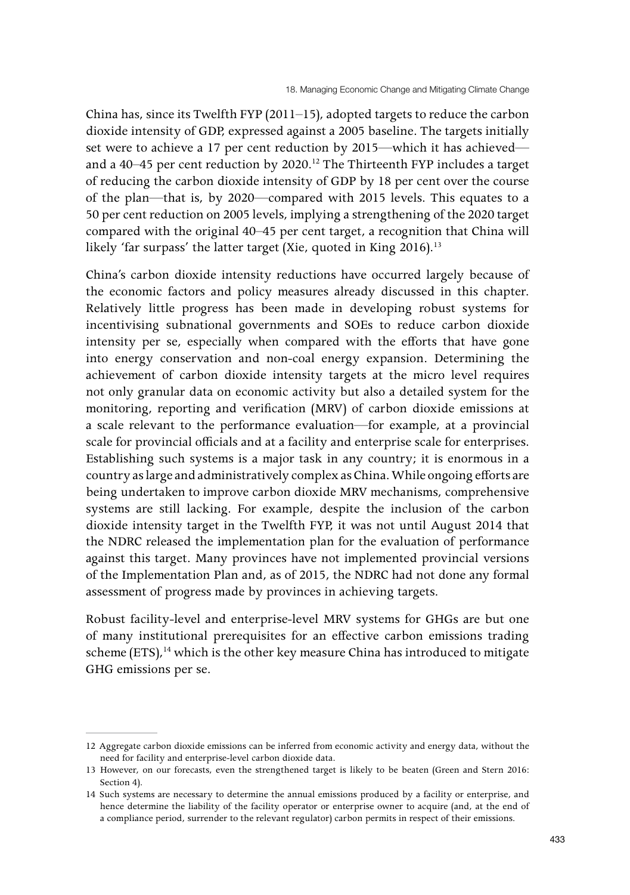China has, since its Twelfth FYP (2011–15), adopted targets to reduce the carbon dioxide intensity of GDP, expressed against a 2005 baseline. The targets initially set were to achieve a 17 per cent reduction by 2015—which it has achieved—and a 40–45 per cent reduction by 2020.[12] The Thirteenth FYP includes a target of reducing the carbon dioxide intensity of GDP by 18 per cent over the course of the plan—that is, by 2020—compared with 2015 levels. This equates to a 50 per cent reduction on 2005 levels, implying a strengthening of the 2020 target compared with the original 40–45 per cent target, a recognition that China will likely 'far surpass' the latter target (Xie, quoted in King 2016).[13]

China's carbon dioxide intensity reductions have occurred largely because of the economic factors and policy measures already discussed in this chapter. Relatively little progress has been made in developing robust systems for incentivising subnational governments and SOEs to reduce carbon dioxide intensity per se, especially when compared with the efforts that have gone into energy conservation and non-coal energy expansion. Determining the achievement of carbon dioxide intensity targets at the micro level requires not only granular data on economic activity but also a detailed system for the monitoring, reporting and verification (MRV) of carbon dioxide emissions at a scale relevant to the performance evaluation—for example, at a provincial scale for provincial officials and at a facility and enterprise scale for enterprises. Establishing such systems is a major task in any country; it is enormous in a country as large and administratively complex as China. While ongoing efforts are being undertaken to improve carbon dioxide MRV mechanisms, comprehensive systems are still lacking. For example, despite the inclusion of the carbon dioxide intensity target in the Twelfth FYP, it was not until August 2014 that the NDRC released the implementation plan for the evaluation of performance against this target. Many provinces have not implemented provincial versions of the Implementation Plan and, as of 2015, the NDRC had not done any formal assessment of progress made by provinces in achieving targets.

Robust facility-level and enterprise-level MRV systems for GHGs are but one of many institutional prerequisites for an effective carbon emissions trading scheme (ETS),[14] which is the other key measure China has introduced to mitigate GHG emissions per se.

---

12 Aggregate carbon dioxide emissions can be inferred from economic activity and energy data, without the need for facility and enterprise-level carbon dioxide data.

13 However, on our forecasts, even the strengthened target is likely to be beaten (Green and Stern 2016: Section 4).

14 Such systems are necessary to determine the annual emissions produced by a facility or enterprise, and hence determine the liability of the facility operator or enterprise owner to acquire (and, at the end of a compliance period, surrender to the relevant regulator) carbon permits in respect of their emissions.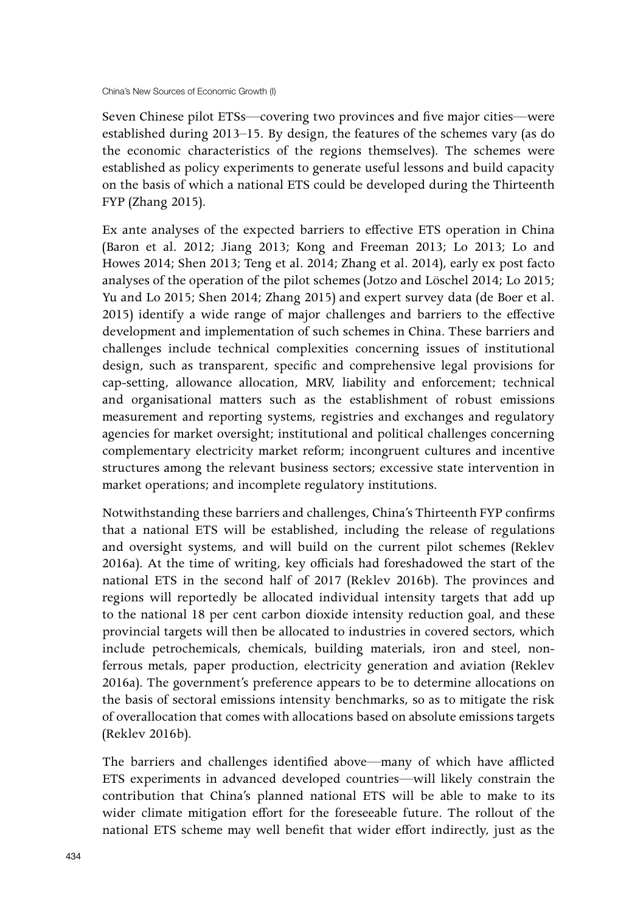Seven Chinese pilot ETSs—covering two provinces and five major cities—were established during 2013–15. By design, the features of the schemes vary (as do the economic characteristics of the regions themselves). The schemes were established as policy experiments to generate useful lessons and build capacity on the basis of which a national ETS could be developed during the Thirteenth FYP (Zhang 2015).

Ex ante analyses of the expected barriers to effective ETS operation in China (Baron et al. 2012; Jiang 2013; Kong and Freeman 2013; Lo 2013; Lo and Howes 2014; Shen 2013; Teng et al. 2014; Zhang et al. 2014), early ex post facto analyses of the operation of the pilot schemes (Jotzo and Löschel 2014; Lo 2015; Yu and Lo 2015; Shen 2014; Zhang 2015) and expert survey data (de Boer et al. 2015) identify a wide range of major challenges and barriers to the effective development and implementation of such schemes in China. These barriers and challenges include technical complexities concerning issues of institutional design, such as transparent, specific and comprehensive legal provisions for cap-setting, allowance allocation, MRV, liability and enforcement; technical and organisational matters such as the establishment of robust emissions measurement and reporting systems, registries and exchanges and regulatory agencies for market oversight; institutional and political challenges concerning complementary electricity market reform; incongruent cultures and incentive structures among the relevant business sectors; excessive state intervention in market operations; and incomplete regulatory institutions.

Notwithstanding these barriers and challenges, China's Thirteenth FYP confirms that a national ETS will be established, including the release of regulations and oversight systems, and will build on the current pilot schemes (Reklev 2016a). At the time of writing, key officials had foreshadowed the start of the national ETS in the second half of 2017 (Reklev 2016b). The provinces and regions will reportedly be allocated individual intensity targets that add up to the national 18 per cent carbon dioxide intensity reduction goal, and these provincial targets will then be allocated to industries in covered sectors, which include petrochemicals, chemicals, building materials, iron and steel, non-ferrous metals, paper production, electricity generation and aviation (Reklev 2016a). The government's preference appears to be to determine allocations on the basis of sectoral emissions intensity benchmarks, so as to mitigate the risk of overallocation that comes with allocations based on absolute emissions targets (Reklev 2016b).

The barriers and challenges identified above—many of which have afflicted ETS experiments in advanced developed countries—will likely constrain the contribution that China's planned national ETS will be able to make to its wider climate mitigation effort for the foreseeable future. The rollout of the national ETS scheme may well benefit that wider effort indirectly, just as the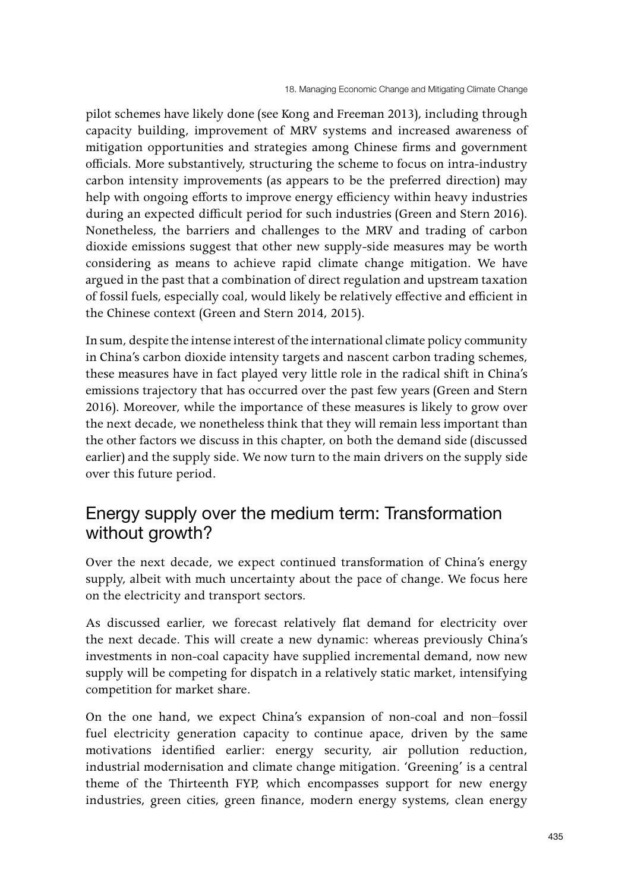pilot schemes have likely done (see Kong and Freeman 2013), including through capacity building, improvement of MRV systems and increased awareness of mitigation opportunities and strategies among Chinese firms and government officials. More substantively, structuring the scheme to focus on intra-industry carbon intensity improvements (as appears to be the preferred direction) may help with ongoing efforts to improve energy efficiency within heavy industries during an expected difficult period for such industries (Green and Stern 2016). Nonetheless, the barriers and challenges to the MRV and trading of carbon dioxide emissions suggest that other new supply-side measures may be worth considering as means to achieve rapid climate change mitigation. We have argued in the past that a combination of direct regulation and upstream taxation of fossil fuels, especially coal, would likely be relatively effective and efficient in the Chinese context (Green and Stern 2014, 2015).

In sum, despite the intense interest of the international climate policy community in China's carbon dioxide intensity targets and nascent carbon trading schemes, these measures have in fact played very little role in the radical shift in China's emissions trajectory that has occurred over the past few years (Green and Stern 2016). Moreover, while the importance of these measures is likely to grow over the next decade, we nonetheless think that they will remain less important than the other factors we discuss in this chapter, on both the demand side (discussed earlier) and the supply side. We now turn to the main drivers on the supply side over this future period.

## Energy supply over the medium term: Transformation without growth?

Over the next decade, we expect continued transformation of China's energy supply, albeit with much uncertainty about the pace of change. We focus here on the electricity and transport sectors.

As discussed earlier, we forecast relatively flat demand for electricity over the next decade. This will create a new dynamic: whereas previously China's investments in non-coal capacity have supplied incremental demand, now new supply will be competing for dispatch in a relatively static market, intensifying competition for market share.

On the one hand, we expect China's expansion of non-coal and non–fossil fuel electricity generation capacity to continue apace, driven by the same motivations identified earlier: energy security, air pollution reduction, industrial modernisation and climate change mitigation. 'Greening' is a central theme of the Thirteenth FYP, which encompasses support for new energy industries, green cities, green finance, modern energy systems, clean energy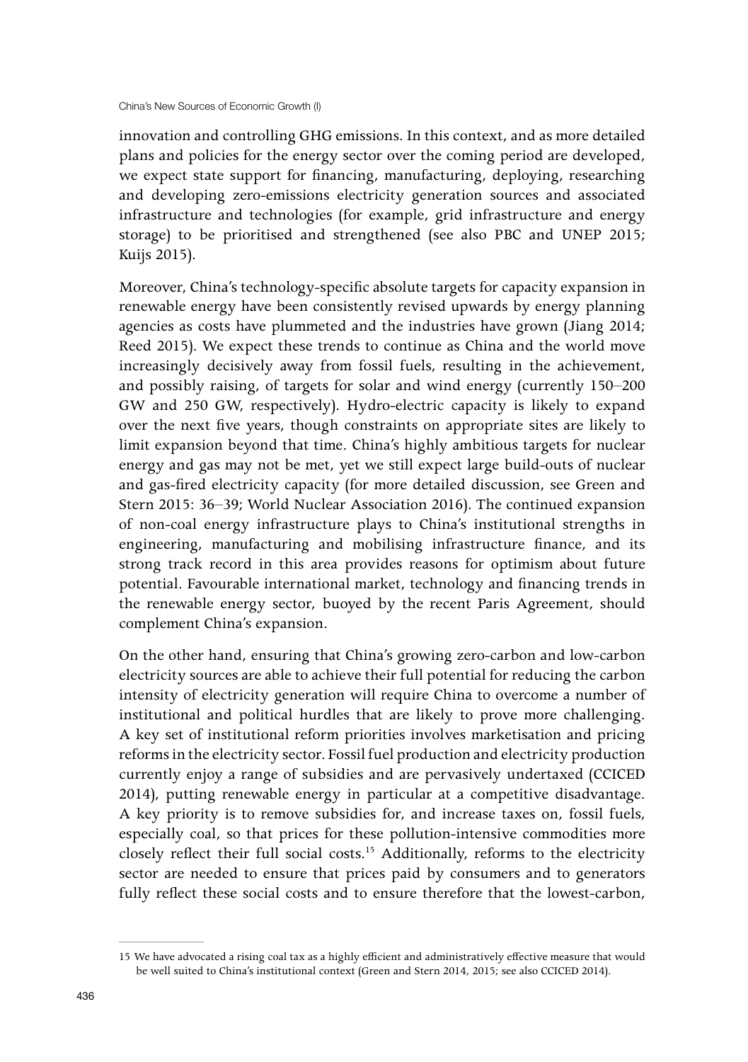innovation and controlling GHG emissions. In this context, and as more detailed plans and policies for the energy sector over the coming period are developed, we expect state support for financing, manufacturing, deploying, researching and developing zero-emissions electricity generation sources and associated infrastructure and technologies (for example, grid infrastructure and energy storage) to be prioritised and strengthened (see also PBC and UNEP 2015; Kuijs 2015).

Moreover, China's technology-specific absolute targets for capacity expansion in renewable energy have been consistently revised upwards by energy planning agencies as costs have plummeted and the industries have grown (Jiang 2014; Reed 2015). We expect these trends to continue as China and the world move increasingly decisively away from fossil fuels, resulting in the achievement, and possibly raising, of targets for solar and wind energy (currently 150–200 GW and 250 GW, respectively). Hydro-electric capacity is likely to expand over the next five years, though constraints on appropriate sites are likely to limit expansion beyond that time. China's highly ambitious targets for nuclear energy and gas may not be met, yet we still expect large build-outs of nuclear and gas-fired electricity capacity (for more detailed discussion, see Green and Stern 2015: 36–39; World Nuclear Association 2016). The continued expansion of non-coal energy infrastructure plays to China's institutional strengths in engineering, manufacturing and mobilising infrastructure finance, and its strong track record in this area provides reasons for optimism about future potential. Favourable international market, technology and financing trends in the renewable energy sector, buoyed by the recent Paris Agreement, should complement China's expansion.

On the other hand, ensuring that China's growing zero-carbon and low-carbon electricity sources are able to achieve their full potential for reducing the carbon intensity of electricity generation will require China to overcome a number of institutional and political hurdles that are likely to prove more challenging. A key set of institutional reform priorities involves marketisation and pricing reforms in the electricity sector. Fossil fuel production and electricity production currently enjoy a range of subsidies and are pervasively undertaxed (CCICED 2014), putting renewable energy in particular at a competitive disadvantage. A key priority is to remove subsidies for, and increase taxes on, fossil fuels, especially coal, so that prices for these pollution-intensive commodities more closely reflect their full social costs.[15] Additionally, reforms to the electricity sector are needed to ensure that prices paid by consumers and to generators fully reflect these social costs and to ensure therefore that the lowest-carbon,

---

15 We have advocated a rising coal tax as a highly efficient and administratively effective measure that would be well suited to China's institutional context (Green and Stern 2014, 2015; see also CCICED 2014).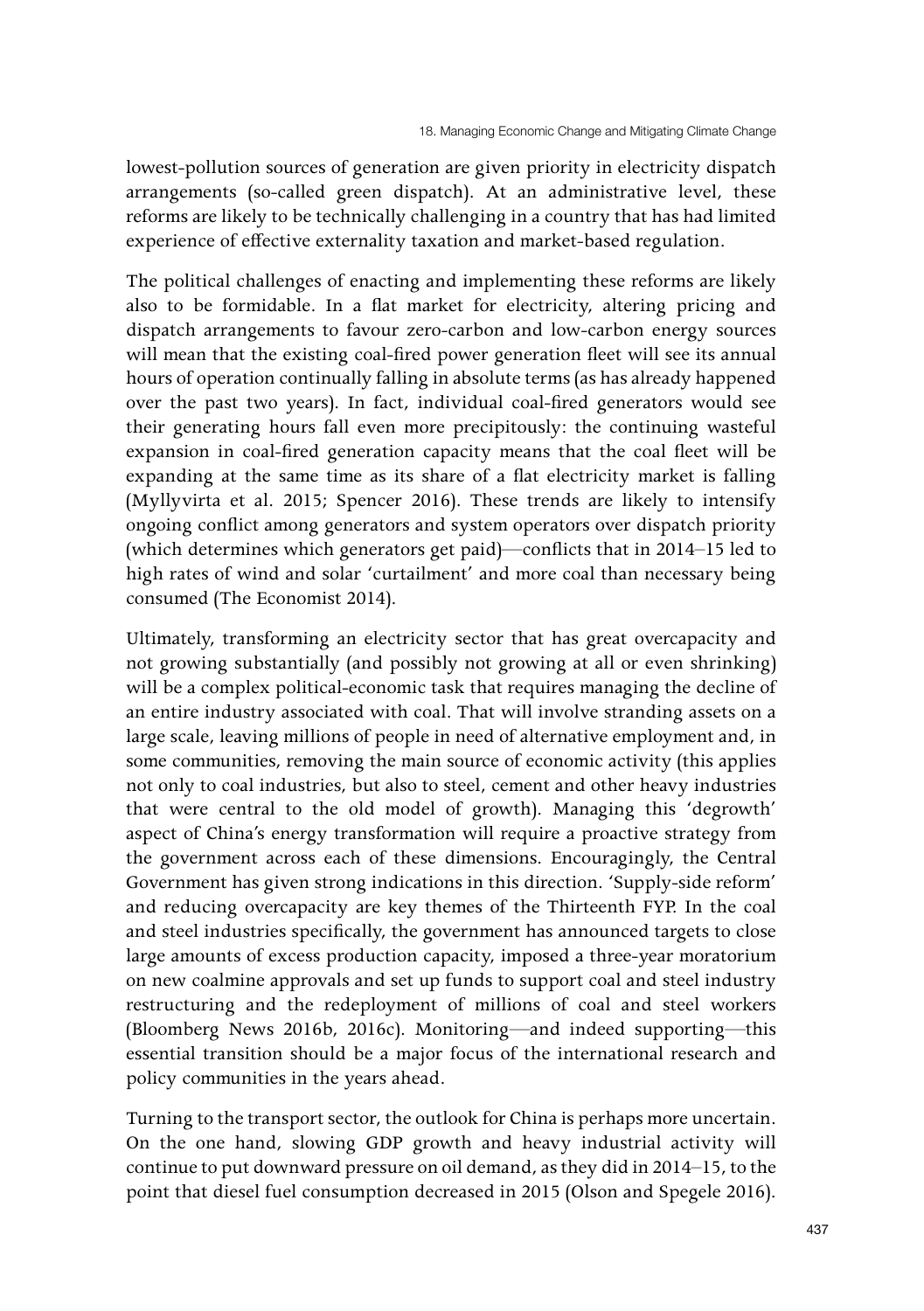lowest-pollution sources of generation are given priority in electricity dispatch arrangements (so-called green dispatch). At an administrative level, these reforms are likely to be technically challenging in a country that has had limited experience of effective externality taxation and market-based regulation.

The political challenges of enacting and implementing these reforms are likely also to be formidable. In a flat market for electricity, altering pricing and dispatch arrangements to favour zero-carbon and low-carbon energy sources will mean that the existing coal-fired power generation fleet will see its annual hours of operation continually falling in absolute terms (as has already happened over the past two years). In fact, individual coal-fired generators would see their generating hours fall even more precipitously: the continuing wasteful expansion in coal-fired generation capacity means that the coal fleet will be expanding at the same time as its share of a flat electricity market is falling (Myllyvirta et al. 2015; Spencer 2016). These trends are likely to intensify ongoing conflict among generators and system operators over dispatch priority (which determines which generators get paid)—conflicts that in 2014–15 led to high rates of wind and solar 'curtailment' and more coal than necessary being consumed (The Economist 2014).

Ultimately, transforming an electricity sector that has great overcapacity and not growing substantially (and possibly not growing at all or even shrinking) will be a complex political-economic task that requires managing the decline of an entire industry associated with coal. That will involve stranding assets on a large scale, leaving millions of people in need of alternative employment and, in some communities, removing the main source of economic activity (this applies not only to coal industries, but also to steel, cement and other heavy industries that were central to the old model of growth). Managing this 'degrowth' aspect of China's energy transformation will require a proactive strategy from the government across each of these dimensions. Encouragingly, the Central Government has given strong indications in this direction. 'Supply-side reform' and reducing overcapacity are key themes of the Thirteenth FYP. In the coal and steel industries specifically, the government has announced targets to close large amounts of excess production capacity, imposed a three-year moratorium on new coalmine approvals and set up funds to support coal and steel industry restructuring and the redeployment of millions of coal and steel workers (Bloomberg News 2016b, 2016c). Monitoring—and indeed supporting—this essential transition should be a major focus of the international research and policy communities in the years ahead.

Turning to the transport sector, the outlook for China is perhaps more uncertain. On the one hand, slowing GDP growth and heavy industrial activity will continue to put downward pressure on oil demand, as they did in 2014–15, to the point that diesel fuel consumption decreased in 2015 (Olson and Spegele 2016).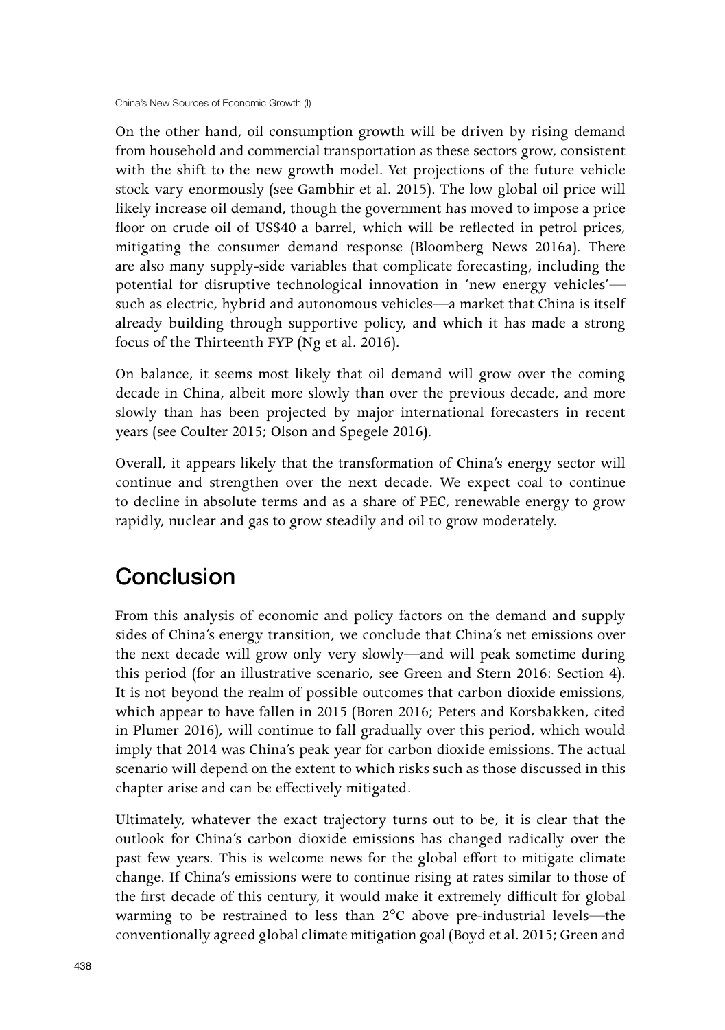On the other hand, oil consumption growth will be driven by rising demand from household and commercial transportation as these sectors grow, consistent with the shift to the new growth model. Yet projections of the future vehicle stock vary enormously (see Gambhir et al. 2015). The low global oil price will likely increase oil demand, though the government has moved to impose a price floor on crude oil of US$40 a barrel, which will be reflected in petrol prices, mitigating the consumer demand response (Bloomberg News 2016a). There are also many supply-side variables that complicate forecasting, including the potential for disruptive technological innovation in 'new energy vehicles'—such as electric, hybrid and autonomous vehicles—a market that China is itself already building through supportive policy, and which it has made a strong focus of the Thirteenth FYP (Ng et al. 2016).

On balance, it seems most likely that oil demand will grow over the coming decade in China, albeit more slowly than over the previous decade, and more slowly than has been projected by major international forecasters in recent years (see Coulter 2015; Olson and Spegele 2016).

Overall, it appears likely that the transformation of China's energy sector will continue and strengthen over the next decade. We expect coal to continue to decline in absolute terms and as a share of PEC, renewable energy to grow rapidly, nuclear and gas to grow steadily and oil to grow moderately.

## Conclusion

From this analysis of economic and policy factors on the demand and supply sides of China's energy transition, we conclude that China's net emissions over the next decade will grow only very slowly—and will peak sometime during this period (for an illustrative scenario, see Green and Stern 2016: Section 4). It is not beyond the realm of possible outcomes that carbon dioxide emissions, which appear to have fallen in 2015 (Boren 2016; Peters and Korsbakken, cited in Plumer 2016), will continue to fall gradually over this period, which would imply that 2014 was China's peak year for carbon dioxide emissions. The actual scenario will depend on the extent to which risks such as those discussed in this chapter arise and can be effectively mitigated.

Ultimately, whatever the exact trajectory turns out to be, it is clear that the outlook for China's carbon dioxide emissions has changed radically over the past few years. This is welcome news for the global effort to mitigate climate change. If China's emissions were to continue rising at rates similar to those of the first decade of this century, it would make it extremely difficult for global warming to be restrained to less than 2°C above pre-industrial levels—the conventionally agreed global climate mitigation goal (Boyd et al. 2015; Green and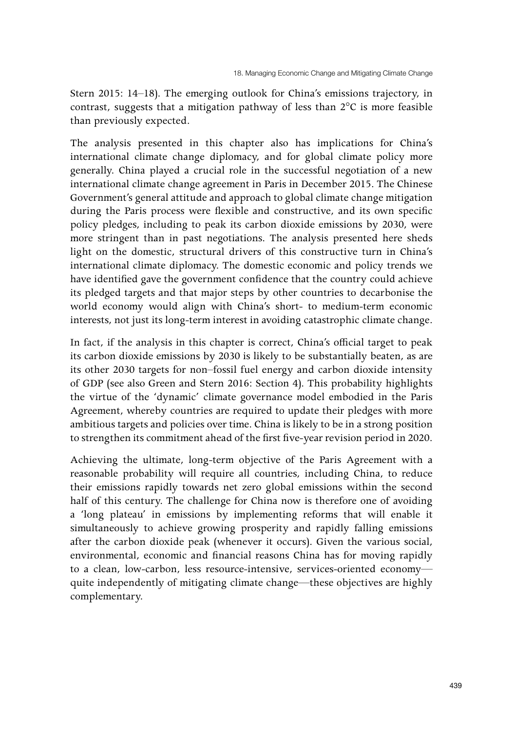Stern 2015: 14–18). The emerging outlook for China's emissions trajectory, in contrast, suggests that a mitigation pathway of less than 2°C is more feasible than previously expected.

The analysis presented in this chapter also has implications for China's international climate change diplomacy, and for global climate policy more generally. China played a crucial role in the successful negotiation of a new international climate change agreement in Paris in December 2015. The Chinese Government's general attitude and approach to global climate change mitigation during the Paris process were flexible and constructive, and its own specific policy pledges, including to peak its carbon dioxide emissions by 2030, were more stringent than in past negotiations. The analysis presented here sheds light on the domestic, structural drivers of this constructive turn in China's international climate diplomacy. The domestic economic and policy trends we have identified gave the government confidence that the country could achieve its pledged targets and that major steps by other countries to decarbonise the world economy would align with China's short- to medium-term economic interests, not just its long-term interest in avoiding catastrophic climate change.

In fact, if the analysis in this chapter is correct, China's official target to peak its carbon dioxide emissions by 2030 is likely to be substantially beaten, as are its other 2030 targets for non–fossil fuel energy and carbon dioxide intensity of GDP (see also Green and Stern 2016: Section 4). This probability highlights the virtue of the 'dynamic' climate governance model embodied in the Paris Agreement, whereby countries are required to update their pledges with more ambitious targets and policies over time. China is likely to be in a strong position to strengthen its commitment ahead of the first five-year revision period in 2020.

Achieving the ultimate, long-term objective of the Paris Agreement with a reasonable probability will require all countries, including China, to reduce their emissions rapidly towards net zero global emissions within the second half of this century. The challenge for China now is therefore one of avoiding a 'long plateau' in emissions by implementing reforms that will enable it simultaneously to achieve growing prosperity and rapidly falling emissions after the carbon dioxide peak (whenever it occurs). Given the various social, environmental, economic and financial reasons China has for moving rapidly to a clean, low-carbon, less resource-intensive, services-oriented economy—quite independently of mitigating climate change—these objectives are highly complementary.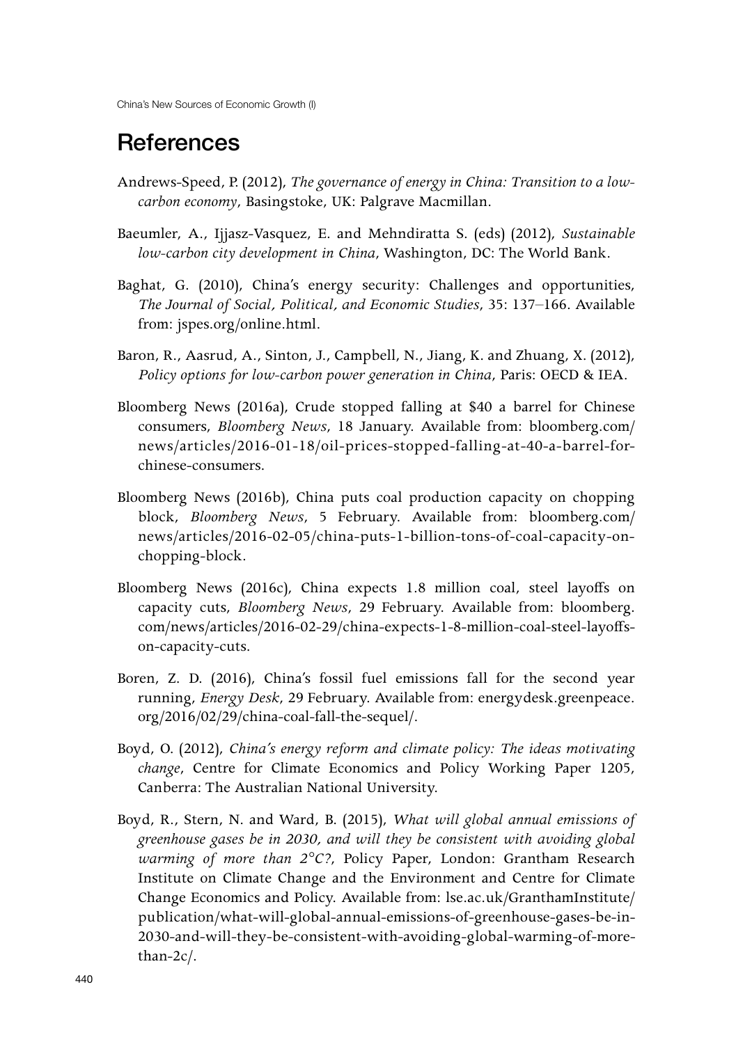# References

Andrews-Speed, P. (2012), *The governance of energy in China: Transition to a low-carbon economy*, Basingstoke, UK: Palgrave Macmillan.

Baeumler, A., Ijjasz-Vasquez, E. and Mehndiratta S. (eds) (2012), *Sustainable low-carbon city development in China*, Washington, DC: The World Bank.

Baghat, G. (2010), China's energy security: Challenges and opportunities, *The Journal of Social, Political, and Economic Studies*, 35: 137–166. Available from: jspes.org/online.html.

Baron, R., Aasrud, A., Sinton, J., Campbell, N., Jiang, K. and Zhuang, X. (2012), *Policy options for low-carbon power generation in China*, Paris: OECD & IEA.

Bloomberg News (2016a), Crude stopped falling at $40 a barrel for Chinese consumers, *Bloomberg News*, 18 January. Available from: bloomberg.com/news/articles/2016-01-18/oil-prices-stopped-falling-at-40-a-barrel-for-chinese-consumers.

Bloomberg News (2016b), China puts coal production capacity on chopping block, *Bloomberg News*, 5 February. Available from: bloomberg.com/news/articles/2016-02-05/china-puts-1-billion-tons-of-coal-capacity-on-chopping-block.

Bloomberg News (2016c), China expects 1.8 million coal, steel layoffs on capacity cuts, *Bloomberg News*, 29 February. Available from: bloomberg.com/news/articles/2016-02-29/china-expects-1-8-million-coal-steel-layoffs-on-capacity-cuts.

Boren, Z. D. (2016), China's fossil fuel emissions fall for the second year running, *Energy Desk*, 29 February. Available from: energydesk.greenpeace.org/2016/02/29/china-coal-fall-the-sequel/.

Boyd, O. (2012), *China's energy reform and climate policy: The ideas motivating change*, Centre for Climate Economics and Policy Working Paper 1205, Canberra: The Australian National University.

Boyd, R., Stern, N. and Ward, B. (2015), *What will global annual emissions of greenhouse gases be in 2030, and will they be consistent with avoiding global warming of more than 2°C?*, Policy Paper, London: Grantham Research Institute on Climate Change and the Environment and Centre for Climate Change Economics and Policy. Available from: lse.ac.uk/GranthamInstitute/publication/what-will-global-annual-emissions-of-greenhouse-gases-be-in-2030-and-will-they-be-consistent-with-avoiding-global-warming-of-more-than-2c/.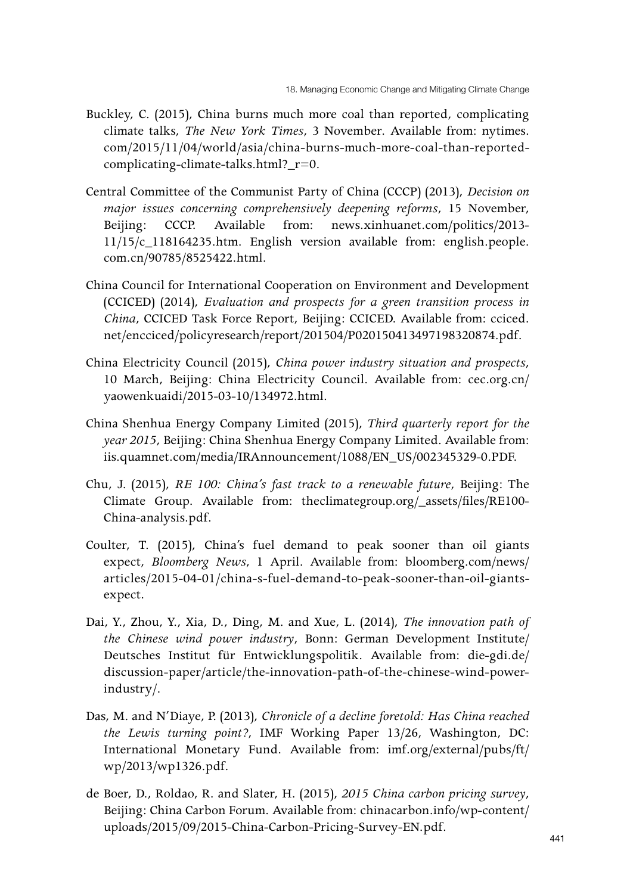Buckley, C. (2015), China burns much more coal than reported, complicating climate talks, *The New York Times*, 3 November. Available from: nytimes.com/2015/11/04/world/asia/china-burns-much-more-coal-than-reported-complicating-climate-talks.html?_r=0.

Central Committee of the Communist Party of China (CCCP) (2013), *Decision on major issues concerning comprehensively deepening reforms*, 15 November, Beijing: CCCP. Available from: news.xinhuanet.com/politics/2013-11/15/c_118164235.htm. English version available from: english.people.com.cn/90785/8525422.html.

China Council for International Cooperation on Environment and Development (CCICED) (2014), *Evaluation and prospects for a green transition process in China*, CCICED Task Force Report, Beijing: CCICED. Available from: cciced.net/encciced/policyresearch/report/201504/P020150413497198320874.pdf.

China Electricity Council (2015), *China power industry situation and prospects*, 10 March, Beijing: China Electricity Council. Available from: cec.org.cn/yaowenkuaidi/2015-03-10/134972.html.

China Shenhua Energy Company Limited (2015), *Third quarterly report for the year 2015*, Beijing: China Shenhua Energy Company Limited. Available from: iis.quamnet.com/media/IRAnnouncement/1088/EN_US/002345329-0.PDF.

Chu, J. (2015), *RE 100: China's fast track to a renewable future*, Beijing: The Climate Group. Available from: theclimategroup.org/_assets/files/RE100-China-analysis.pdf.

Coulter, T. (2015), China's fuel demand to peak sooner than oil giants expect, *Bloomberg News*, 1 April. Available from: bloomberg.com/news/articles/2015-04-01/china-s-fuel-demand-to-peak-sooner-than-oil-giants-expect.

Dai, Y., Zhou, Y., Xia, D., Ding, M. and Xue, L. (2014), *The innovation path of the Chinese wind power industry*, Bonn: German Development Institute/Deutsches Institut für Entwicklungspolitik. Available from: die-gdi.de/discussion-paper/article/the-innovation-path-of-the-chinese-wind-power-industry/.

Das, M. and N'Diaye, P. (2013), *Chronicle of a decline foretold: Has China reached the Lewis turning point?*, IMF Working Paper 13/26, Washington, DC: International Monetary Fund. Available from: imf.org/external/pubs/ft/wp/2013/wp1326.pdf.

de Boer, D., Roldao, R. and Slater, H. (2015), *2015 China carbon pricing survey*, Beijing: China Carbon Forum. Available from: chinacarbon.info/wp-content/uploads/2015/09/2015-China-Carbon-Pricing-Survey-EN.pdf.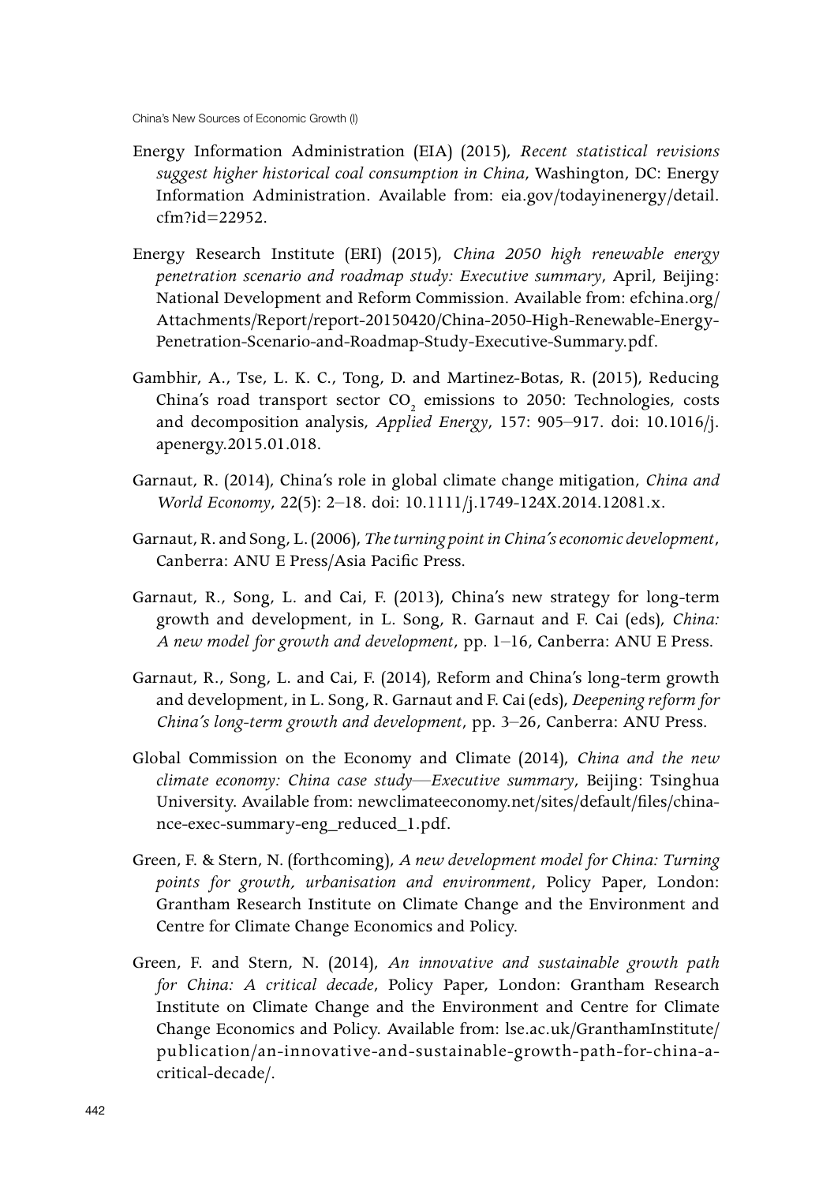Energy Information Administration (EIA) (2015), *Recent statistical revisions suggest higher historical coal consumption in China*, Washington, DC: Energy Information Administration. Available from: eia.gov/todayinenergy/detail.cfm?id=22952.

Energy Research Institute (ERI) (2015), *China 2050 high renewable energy penetration scenario and roadmap study: Executive summary*, April, Beijing: National Development and Reform Commission. Available from: efchina.org/Attachments/Report/report-20150420/China-2050-High-Renewable-Energy-Penetration-Scenario-and-Roadmap-Study-Executive-Summary.pdf.

Gambhir, A., Tse, L. K. C., Tong, D. and Martinez-Botas, R. (2015), Reducing China's road transport sector $CO_2$ emissions to 2050: Technologies, costs and decomposition analysis, *Applied Energy*, 157: 905–917. doi: 10.1016/j.apenergy.2015.01.018.

Garnaut, R. (2014), China's role in global climate change mitigation, *China and World Economy*, 22(5): 2–18. doi: 10.1111/j.1749-124X.2014.12081.x.

Garnaut, R. and Song, L. (2006), *The turning point in China's economic development*, Canberra: ANU E Press/Asia Pacific Press.

Garnaut, R., Song, L. and Cai, F. (2013), China's new strategy for long-term growth and development, in L. Song, R. Garnaut and F. Cai (eds), *China: A new model for growth and development*, pp. 1–16, Canberra: ANU E Press.

Garnaut, R., Song, L. and Cai, F. (2014), Reform and China's long-term growth and development, in L. Song, R. Garnaut and F. Cai (eds), *Deepening reform for China's long-term growth and development*, pp. 3–26, Canberra: ANU Press.

Global Commission on the Economy and Climate (2014), *China and the new climate economy: China case study—Executive summary*, Beijing: Tsinghua University. Available from: newclimateeconomy.net/sites/default/files/china-nce-exec-summary-eng_reduced_1.pdf.

Green, F. & Stern, N. (forthcoming), *A new development model for China: Turning points for growth, urbanisation and environment*, Policy Paper, London: Grantham Research Institute on Climate Change and the Environment and Centre for Climate Change Economics and Policy.

Green, F. and Stern, N. (2014), *An innovative and sustainable growth path for China: A critical decade*, Policy Paper, London: Grantham Research Institute on Climate Change and the Environment and Centre for Climate Change Economics and Policy. Available from: lse.ac.uk/GranthamInstitute/publication/an-innovative-and-sustainable-growth-path-for-china-a-critical-decade/.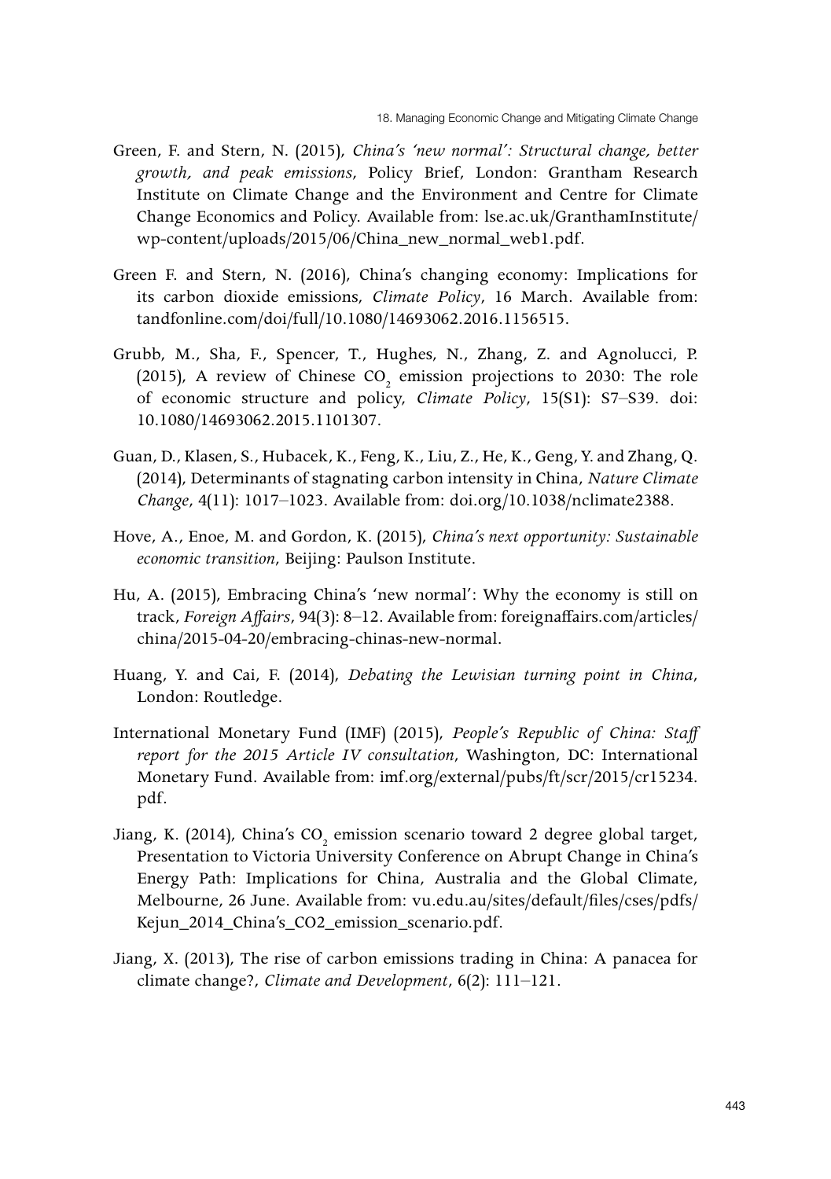Green, F. and Stern, N. (2015), *China's 'new normal': Structural change, better growth, and peak emissions*, Policy Brief, London: Grantham Research Institute on Climate Change and the Environment and Centre for Climate Change Economics and Policy. Available from: lse.ac.uk/GranthamInstitute/wp-content/uploads/2015/06/China_new_normal_web1.pdf.

Green F. and Stern, N. (2016), China's changing economy: Implications for its carbon dioxide emissions, *Climate Policy*, 16 March. Available from: tandfonline.com/doi/full/10.1080/14693062.2016.1156515.

Grubb, M., Sha, F., Spencer, T., Hughes, N., Zhang, Z. and Agnolucci, P. (2015), A review of Chinese $CO_2$ emission projections to 2030: The role of economic structure and policy, *Climate Policy*, 15(S1): S7–S39. doi: 10.1080/14693062.2015.1101307.

Guan, D., Klasen, S., Hubacek, K., Feng, K., Liu, Z., He, K., Geng, Y. and Zhang, Q. (2014), Determinants of stagnating carbon intensity in China, *Nature Climate Change*, 4(11): 1017–1023. Available from: doi.org/10.1038/nclimate2388.

Hove, A., Enoe, M. and Gordon, K. (2015), *China's next opportunity: Sustainable economic transition*, Beijing: Paulson Institute.

Hu, A. (2015), Embracing China's 'new normal': Why the economy is still on track, *Foreign Affairs*, 94(3): 8–12. Available from: foreignaffairs.com/articles/china/2015-04-20/embracing-chinas-new-normal.

Huang, Y. and Cai, F. (2014), *Debating the Lewisian turning point in China*, London: Routledge.

International Monetary Fund (IMF) (2015), *People's Republic of China: Staff report for the 2015 Article IV consultation*, Washington, DC: International Monetary Fund. Available from: imf.org/external/pubs/ft/scr/2015/cr15234.pdf.

Jiang, K. (2014), China's $CO_2$ emission scenario toward 2 degree global target, Presentation to Victoria University Conference on Abrupt Change in China's Energy Path: Implications for China, Australia and the Global Climate, Melbourne, 26 June. Available from: vu.edu.au/sites/default/files/cses/pdfs/Kejun_2014_China's_CO2_emission_scenario.pdf.

Jiang, X. (2013), The rise of carbon emissions trading in China: A panacea for climate change?, *Climate and Development*, 6(2): 111–121.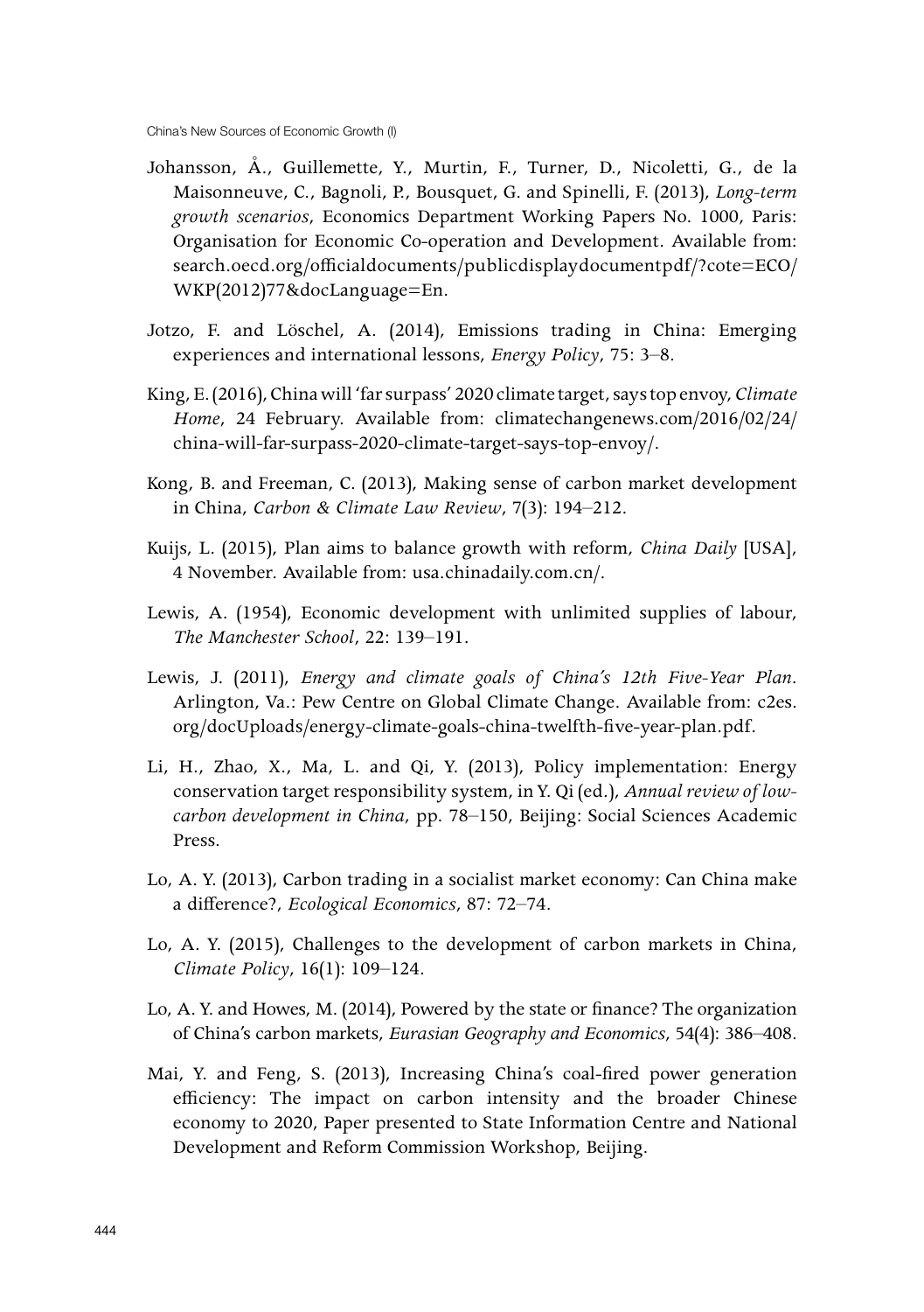Johansson, Å., Guillemette, Y., Murtin, F., Turner, D., Nicoletti, G., de la Maisonneuve, C., Bagnoli, P., Bousquet, G. and Spinelli, F. (2013), *Long-term growth scenarios*, Economics Department Working Papers No. 1000, Paris: Organisation for Economic Co-operation and Development. Available from: search.oecd.org/officialdocuments/publicdisplaydocumentpdf/?cote=ECO/WKP(2012)77&docLanguage=En.

Jotzo, F. and Löschel, A. (2014), Emissions trading in China: Emerging experiences and international lessons, *Energy Policy*, 75: 3–8.

King, E. (2016), China will 'far surpass' 2020 climate target, says top envoy, *Climate Home*, 24 February. Available from: climatechangenews.com/2016/02/24/china-will-far-surpass-2020-climate-target-says-top-envoy/.

Kong, B. and Freeman, C. (2013), Making sense of carbon market development in China, *Carbon & Climate Law Review*, 7(3): 194–212.

Kuijs, L. (2015), Plan aims to balance growth with reform, *China Daily* [USA], 4 November. Available from: usa.chinadaily.com.cn/.

Lewis, A. (1954), Economic development with unlimited supplies of labour, *The Manchester School*, 22: 139–191.

Lewis, J. (2011), *Energy and climate goals of China's 12th Five-Year Plan*. Arlington, Va.: Pew Centre on Global Climate Change. Available from: c2es.org/docUploads/energy-climate-goals-china-twelfth-five-year-plan.pdf.

Li, H., Zhao, X., Ma, L. and Qi, Y. (2013), Policy implementation: Energy conservation target responsibility system, in Y. Qi (ed.), *Annual review of low-carbon development in China*, pp. 78–150, Beijing: Social Sciences Academic Press.

Lo, A. Y. (2013), Carbon trading in a socialist market economy: Can China make a difference?, *Ecological Economics*, 87: 72–74.

Lo, A. Y. (2015), Challenges to the development of carbon markets in China, *Climate Policy*, 16(1): 109–124.

Lo, A. Y. and Howes, M. (2014), Powered by the state or finance? The organization of China's carbon markets, *Eurasian Geography and Economics*, 54(4): 386–408.

Mai, Y. and Feng, S. (2013), Increasing China's coal-fired power generation efficiency: The impact on carbon intensity and the broader Chinese economy to 2020, Paper presented to State Information Centre and National Development and Reform Commission Workshop, Beijing.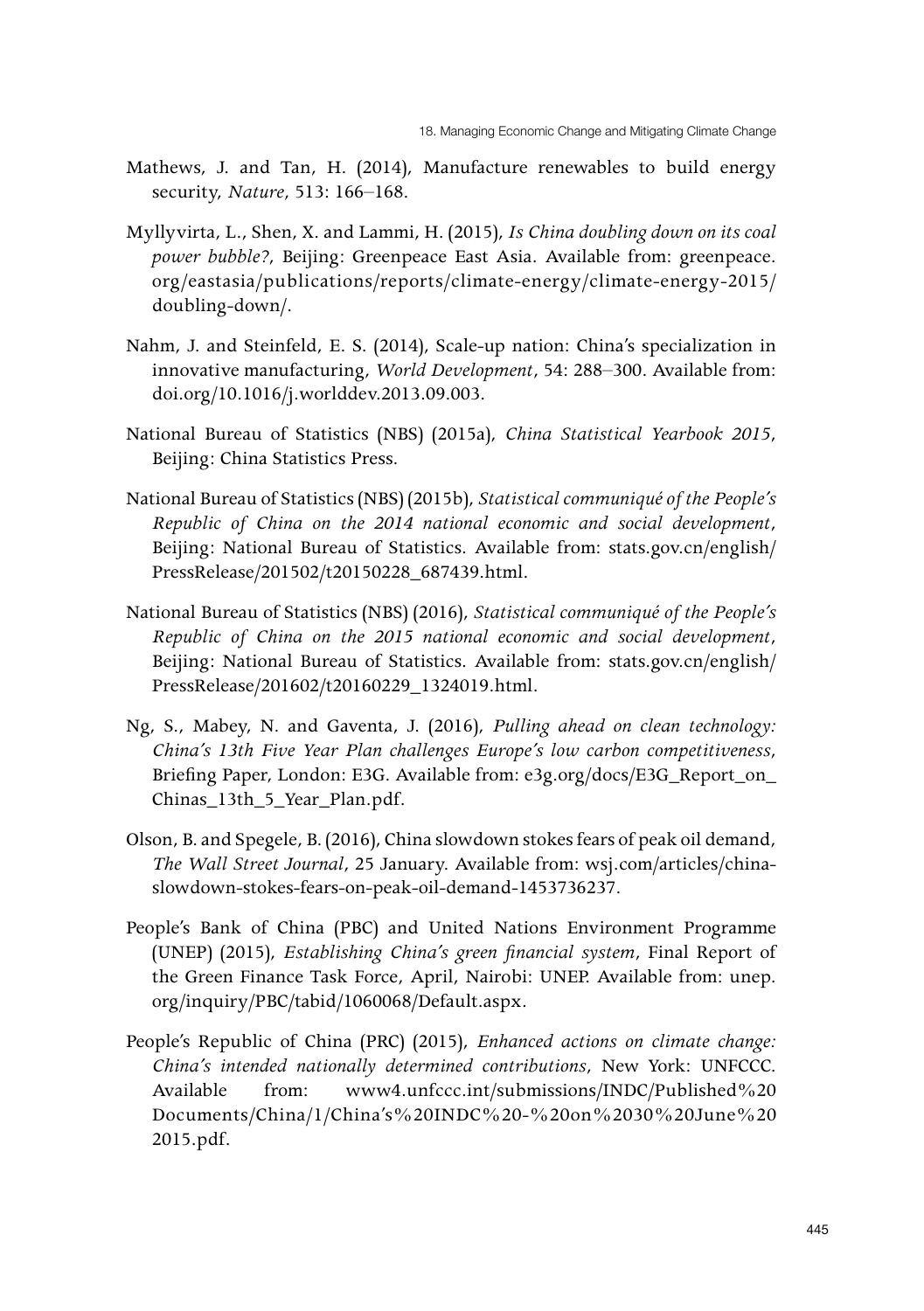Mathews, J. and Tan, H. (2014), Manufacture renewables to build energy security, *Nature*, 513: 166–168.

Myllyvirta, L., Shen, X. and Lammi, H. (2015), *Is China doubling down on its coal power bubble?*, Beijing: Greenpeace East Asia. Available from: greenpeace.org/eastasia/publications/reports/climate-energy/climate-energy-2015/doubling-down/.

Nahm, J. and Steinfeld, E. S. (2014), Scale-up nation: China's specialization in innovative manufacturing, *World Development*, 54: 288–300. Available from: doi.org/10.1016/j.worlddev.2013.09.003.

National Bureau of Statistics (NBS) (2015a), *China Statistical Yearbook 2015*, Beijing: China Statistics Press.

National Bureau of Statistics (NBS) (2015b), *Statistical communiqué of the People's Republic of China on the 2014 national economic and social development*, Beijing: National Bureau of Statistics. Available from: stats.gov.cn/english/PressRelease/201502/t20150228_687439.html.

National Bureau of Statistics (NBS) (2016), *Statistical communiqué of the People's Republic of China on the 2015 national economic and social development*, Beijing: National Bureau of Statistics. Available from: stats.gov.cn/english/PressRelease/201602/t20160229_1324019.html.

Ng, S., Mabey, N. and Gaventa, J. (2016), *Pulling ahead on clean technology: China's 13th Five Year Plan challenges Europe's low carbon competitiveness*, Briefing Paper, London: E3G. Available from: e3g.org/docs/E3G_Report_on_Chinas_13th_5_Year_Plan.pdf.

Olson, B. and Spegele, B. (2016), China slowdown stokes fears of peak oil demand, *The Wall Street Journal*, 25 January. Available from: wsj.com/articles/china-slowdown-stokes-fears-on-peak-oil-demand-1453736237.

People's Bank of China (PBC) and United Nations Environment Programme (UNEP) (2015), *Establishing China's green financial system*, Final Report of the Green Finance Task Force, April, Nairobi: UNEP. Available from: unep.org/inquiry/PBC/tabid/1060068/Default.aspx.

People's Republic of China (PRC) (2015), *Enhanced actions on climate change: China's intended nationally determined contributions*, New York: UNFCCC. Available from: www4.unfccc.int/submissions/INDC/Published%20Documents/China/1/China's%20INDC%20-%20on%2030%20June%202015.pdf.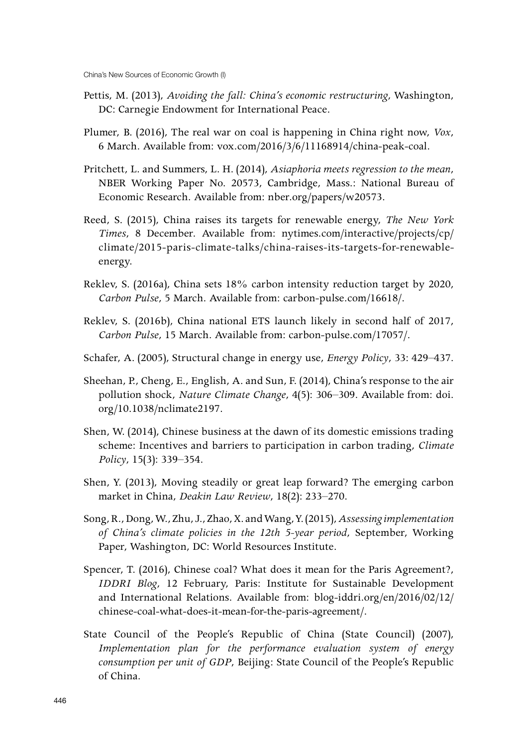Pettis, M. (2013), *Avoiding the fall: China's economic restructuring*, Washington, DC: Carnegie Endowment for International Peace.

Plumer, B. (2016), The real war on coal is happening in China right now, *Vox*, 6 March. Available from: vox.com/2016/3/6/11168914/china-peak-coal.

Pritchett, L. and Summers, L. H. (2014), *Asiaphoria meets regression to the mean*, NBER Working Paper No. 20573, Cambridge, Mass.: National Bureau of Economic Research. Available from: nber.org/papers/w20573.

Reed, S. (2015), China raises its targets for renewable energy, *The New York Times*, 8 December. Available from: nytimes.com/interactive/projects/cp/climate/2015-paris-climate-talks/china-raises-its-targets-for-renewable-energy.

Reklev, S. (2016a), China sets 18% carbon intensity reduction target by 2020, *Carbon Pulse*, 5 March. Available from: carbon-pulse.com/16618/.

Reklev, S. (2016b), China national ETS launch likely in second half of 2017, *Carbon Pulse*, 15 March. Available from: carbon-pulse.com/17057/.

Schafer, A. (2005), Structural change in energy use, *Energy Policy*, 33: 429–437.

Sheehan, P., Cheng, E., English, A. and Sun, F. (2014), China's response to the air pollution shock, *Nature Climate Change*, 4(5): 306–309. Available from: doi.org/10.1038/nclimate2197.

Shen, W. (2014), Chinese business at the dawn of its domestic emissions trading scheme: Incentives and barriers to participation in carbon trading, *Climate Policy*, 15(3): 339–354.

Shen, Y. (2013), Moving steadily or great leap forward? The emerging carbon market in China, *Deakin Law Review*, 18(2): 233–270.

Song, R., Dong, W., Zhu, J., Zhao, X. and Wang, Y. (2015), *Assessing implementation of China's climate policies in the 12th 5-year period*, September, Working Paper, Washington, DC: World Resources Institute.

Spencer, T. (2016), Chinese coal? What does it mean for the Paris Agreement?, *IDDRI Blog*, 12 February, Paris: Institute for Sustainable Development and International Relations. Available from: blog-iddri.org/en/2016/02/12/chinese-coal-what-does-it-mean-for-the-paris-agreement/.

State Council of the People's Republic of China (State Council) (2007), *Implementation plan for the performance evaluation system of energy consumption per unit of GDP*, Beijing: State Council of the People's Republic of China.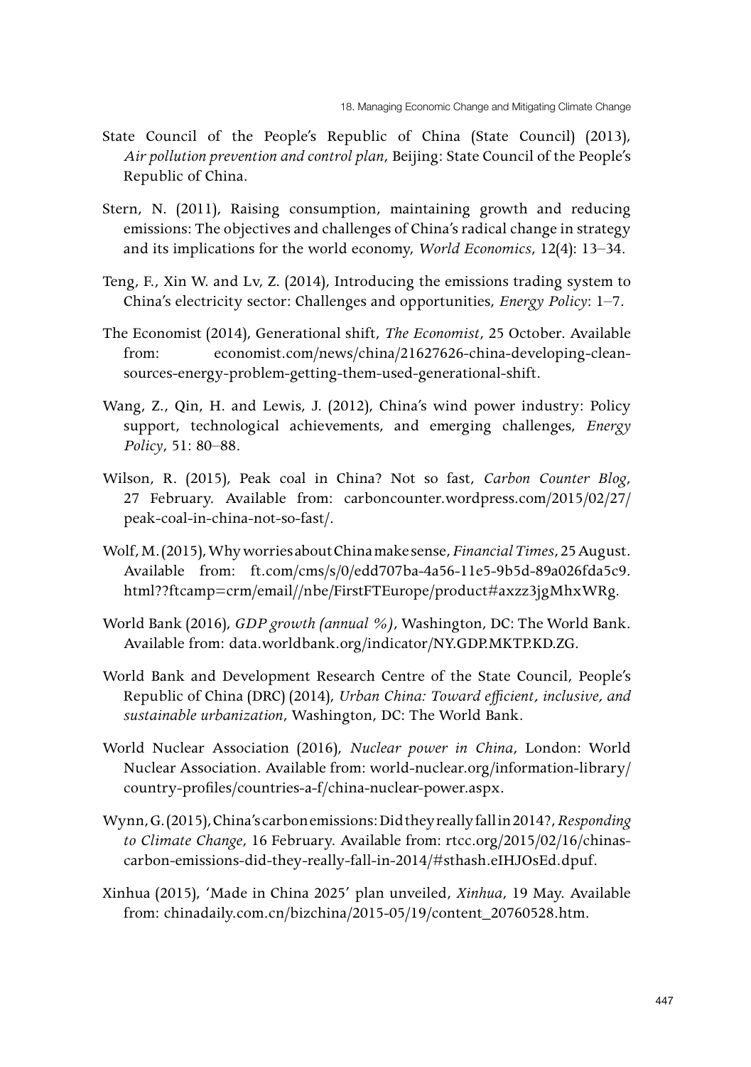State Council of the People's Republic of China (State Council) (2013), *Air pollution prevention and control plan*, Beijing: State Council of the People's Republic of China.

Stern, N. (2011), Raising consumption, maintaining growth and reducing emissions: The objectives and challenges of China's radical change in strategy and its implications for the world economy, *World Economics*, 12(4): 13–34.

Teng, F., Xin W. and Lv, Z. (2014), Introducing the emissions trading system to China's electricity sector: Challenges and opportunities, *Energy Policy*: 1–7.

The Economist (2014), Generational shift, *The Economist*, 25 October. Available from: economist.com/news/china/21627626-china-developing-clean-sources-energy-problem-getting-them-used-generational-shift.

Wang, Z., Qin, H. and Lewis, J. (2012), China's wind power industry: Policy support, technological achievements, and emerging challenges, *Energy Policy*, 51: 80–88.

Wilson, R. (2015), Peak coal in China? Not so fast, *Carbon Counter Blog*, 27 February. Available from: carboncounter.wordpress.com/2015/02/27/peak-coal-in-china-not-so-fast/.

Wolf, M. (2015), Why worries about China make sense, *Financial Times*, 25 August. Available from: ft.com/cms/s/0/edd707ba-4a56-11e5-9b5d-89a026fda5c9.html??ftcamp=crm/email//nbe/FirstFTEurope/product#axzz3jgMhxWRg.

World Bank (2016), *GDP growth (annual %)*, Washington, DC: The World Bank. Available from: data.worldbank.org/indicator/NY.GDP.MKTP.KD.ZG.

World Bank and Development Research Centre of the State Council, People's Republic of China (DRC) (2014), *Urban China: Toward efficient, inclusive, and sustainable urbanization*, Washington, DC: The World Bank.

World Nuclear Association (2016), *Nuclear power in China*, London: World Nuclear Association. Available from: world-nuclear.org/information-library/country-profiles/countries-a-f/china-nuclear-power.aspx.

Wynn, G. (2015), China's carbon emissions: Did they really fall in 2014?, *Responding to Climate Change*, 16 February. Available from: rtcc.org/2015/02/16/chinas-carbon-emissions-did-they-really-fall-in-2014/#sthash.eIHJOsEd.dpuf.

Xinhua (2015), 'Made in China 2025' plan unveiled, *Xinhua*, 19 May. Available from: chinadaily.com.cn/bizchina/2015-05/19/content_20760528.htm.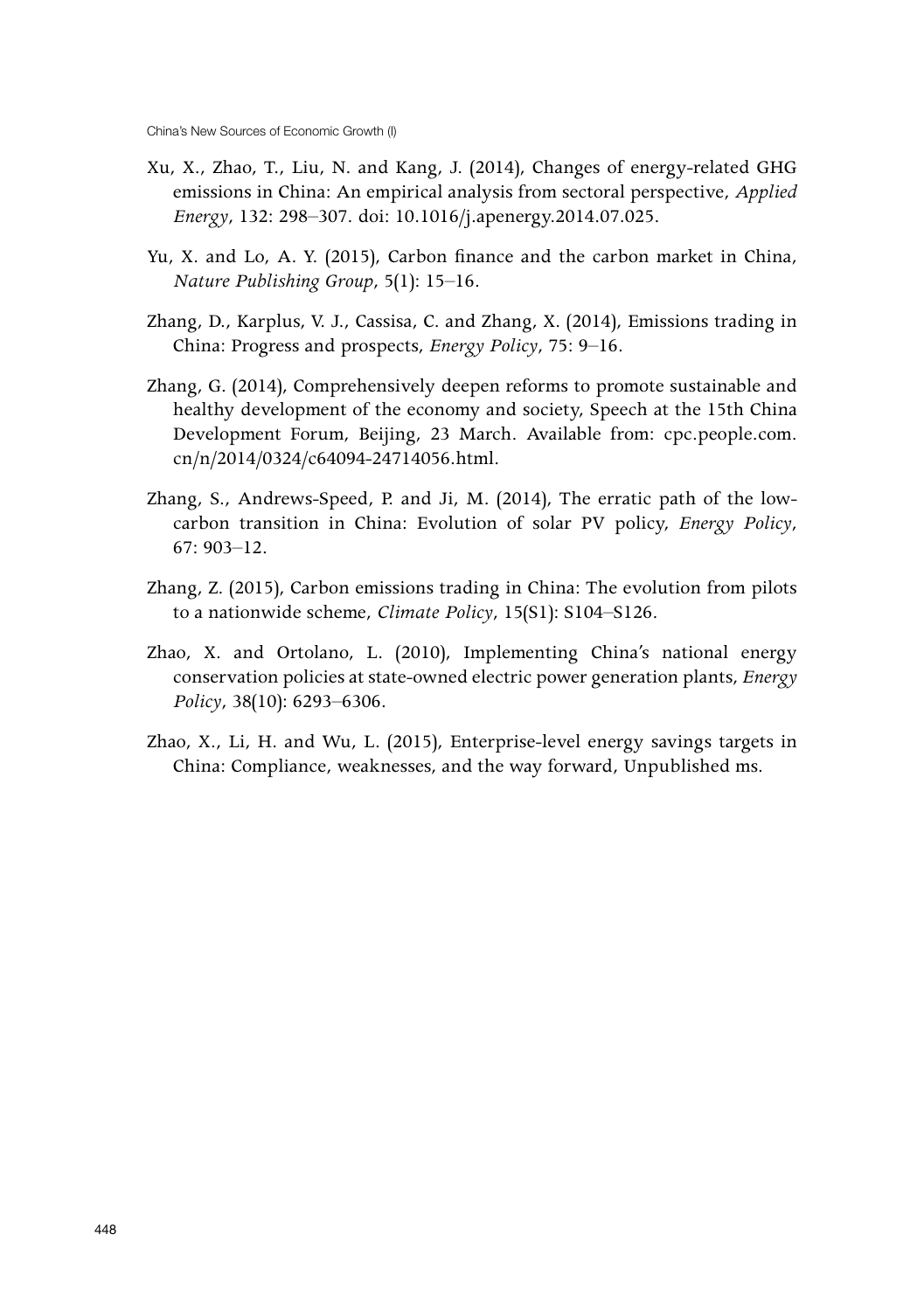Xu, X., Zhao, T., Liu, N. and Kang, J. (2014), Changes of energy-related GHG emissions in China: An empirical analysis from sectoral perspective, *Applied Energy*, 132: 298–307. doi: 10.1016/j.apenergy.2014.07.025.

Yu, X. and Lo, A. Y. (2015), Carbon finance and the carbon market in China, *Nature Publishing Group*, 5(1): 15–16.

Zhang, D., Karplus, V. J., Cassisa, C. and Zhang, X. (2014), Emissions trading in China: Progress and prospects, *Energy Policy*, 75: 9–16.

Zhang, G. (2014), Comprehensively deepen reforms to promote sustainable and healthy development of the economy and society, Speech at the 15th China Development Forum, Beijing, 23 March. Available from: cpc.people.com.cn/n/2014/0324/c64094-24714056.html.

Zhang, S., Andrews-Speed, P. and Ji, M. (2014), The erratic path of the low-carbon transition in China: Evolution of solar PV policy, *Energy Policy*, 67: 903–12.

Zhang, Z. (2015), Carbon emissions trading in China: The evolution from pilots to a nationwide scheme, *Climate Policy*, 15(S1): S104–S126.

Zhao, X. and Ortolano, L. (2010), Implementing China's national energy conservation policies at state-owned electric power generation plants, *Energy Policy*, 38(10): 6293–6306.

Zhao, X., Li, H. and Wu, L. (2015), Enterprise-level energy savings targets in China: Compliance, weaknesses, and the way forward, Unpublished ms.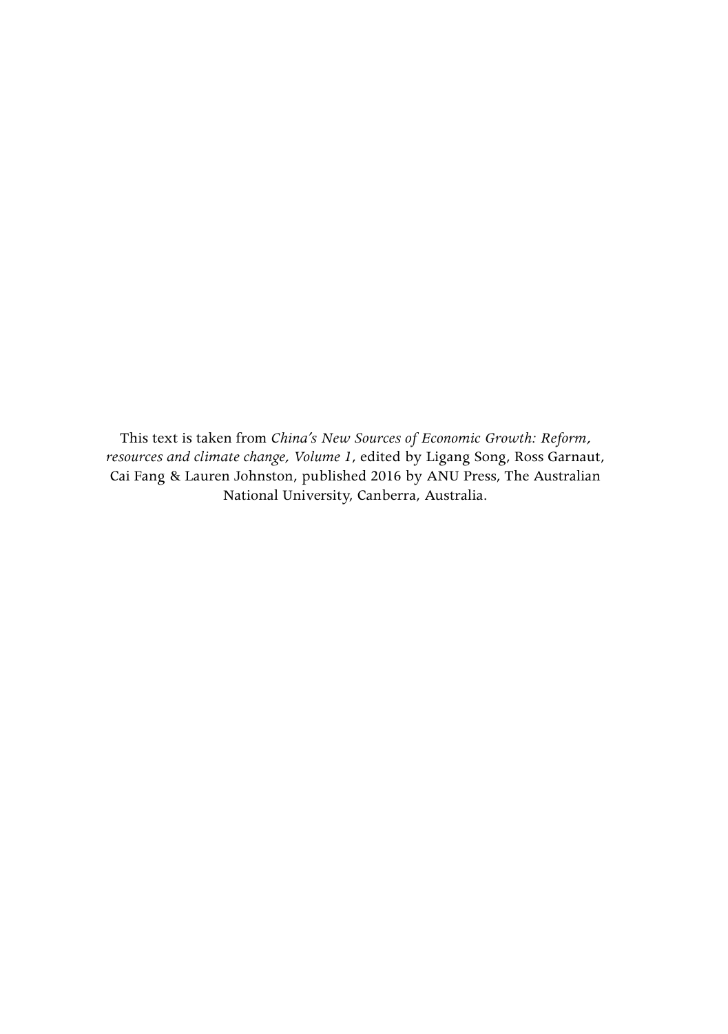This text is taken from *China's New Sources of Economic Growth: Reform, resources and climate change, Volume 1*, edited by Ligang Song, Ross Garnaut, Cai Fang & Lauren Johnston, published 2016 by ANU Press, The Australian National University, Canberra, Australia.